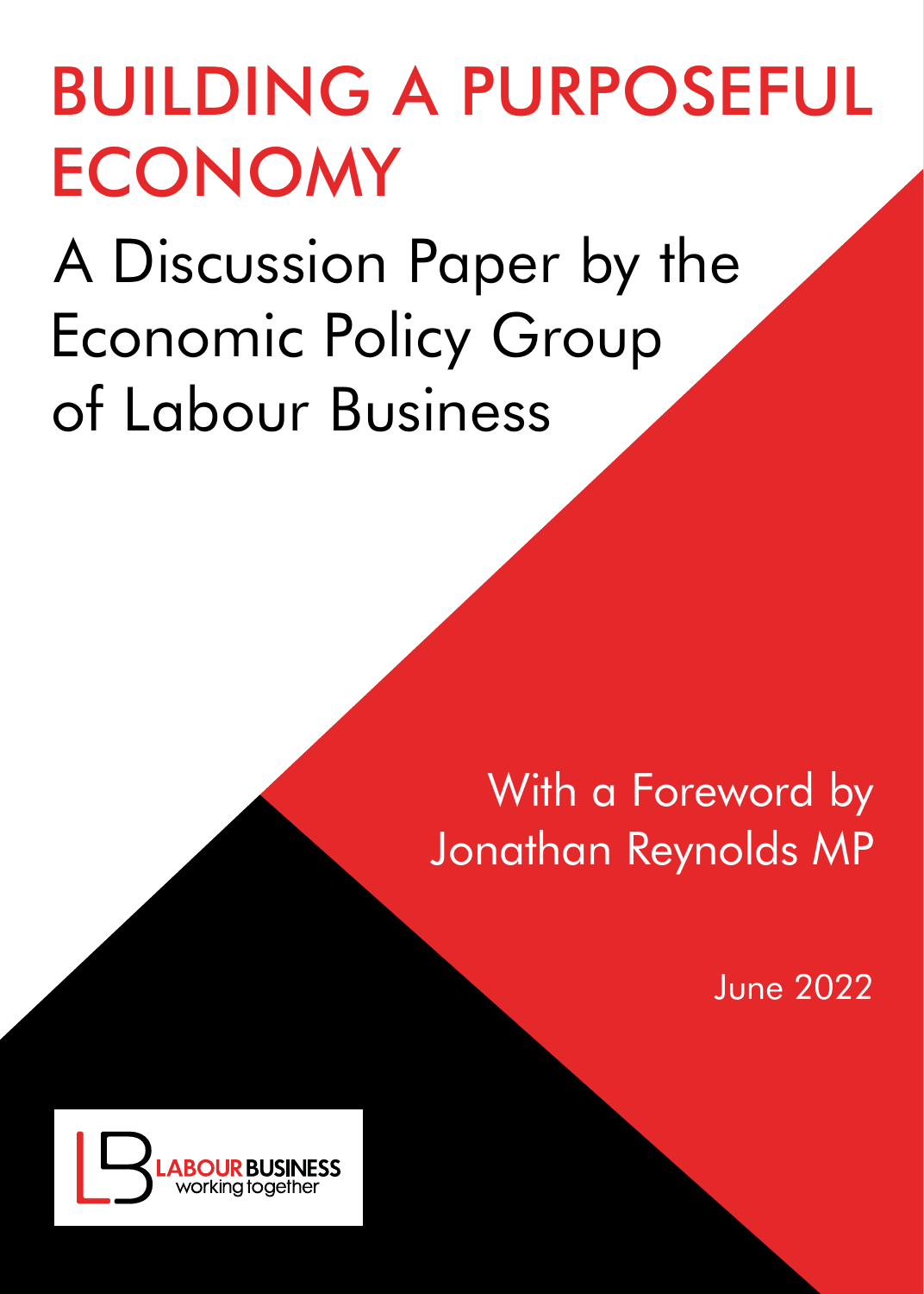# BUILDING A PURPOSEFUL ECONOMY

## A Discussion Paper by the Economic Policy Group of Labour Business

With a Foreword by Jonathan Reynolds MP

June 2022

LABOUR BUSINESS
working together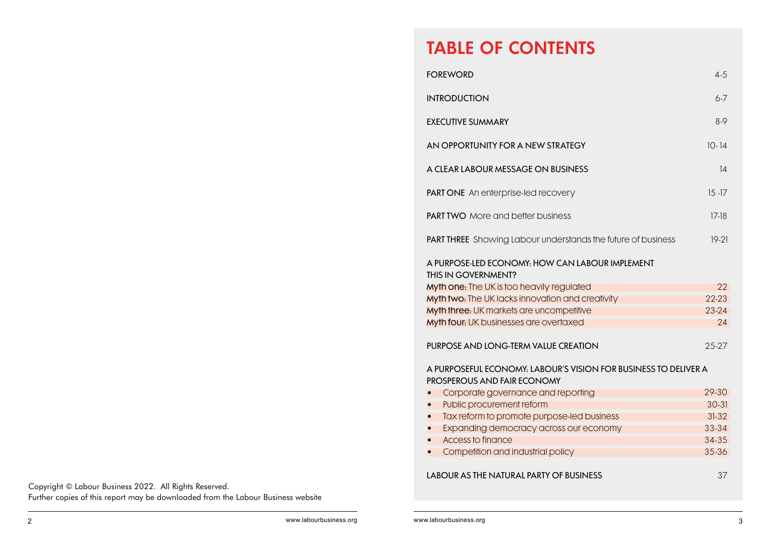Copyright © Labour Business 2022. All Rights Reserved.
Further copies of this report may be downloaded from the Labour Business website

# TABLE OF CONTENTS

| | |
|---|---|
| FOREWORD | 4-5 |
| INTRODUCTION | 6-7 |
| EXECUTIVE SUMMARY | 8-9 |
| AN OPPORTUNITY FOR A NEW STRATEGY | 10-14 |
| A CLEAR LABOUR MESSAGE ON BUSINESS | 14 |
| **PART ONE** An enterprise-led recovery | 15-17 |
| **PART TWO** More and better business | 17-18 |
| **PART THREE** Showing Labour understands the future of business | 19-21 |
| A PURPOSE-LED ECONOMY: HOW CAN LABOUR IMPLEMENT THIS IN GOVERNMENT? | |
| **Myth one:** The UK is too heavily regulated | 22 |
| **Myth two:** The UK lacks innovation and creativity | 22-23 |
| **Myth three:** UK markets are uncompetitive | 23-24 |
| **Myth four:** UK businesses are overtaxed | 24 |
| PURPOSE AND LONG-TERM VALUE CREATION | 25-27 |
| A PURPOSEFUL ECONOMY: LABOUR'S VISION FOR BUSINESS TO DELIVER A PROSPEROUS AND FAIR ECONOMY | |
| • Corporate governance and reporting | 29-30 |
| • Public procurement reform | 30-31 |
| • Tax reform to promote purpose-led business | 31-32 |
| • Expanding democracy across our economy | 33-34 |
| • Access to finance | 34-35 |
| • Competition and industrial policy | 35-36 |
| LABOUR AS THE NATURAL PARTY OF BUSINESS | 37 |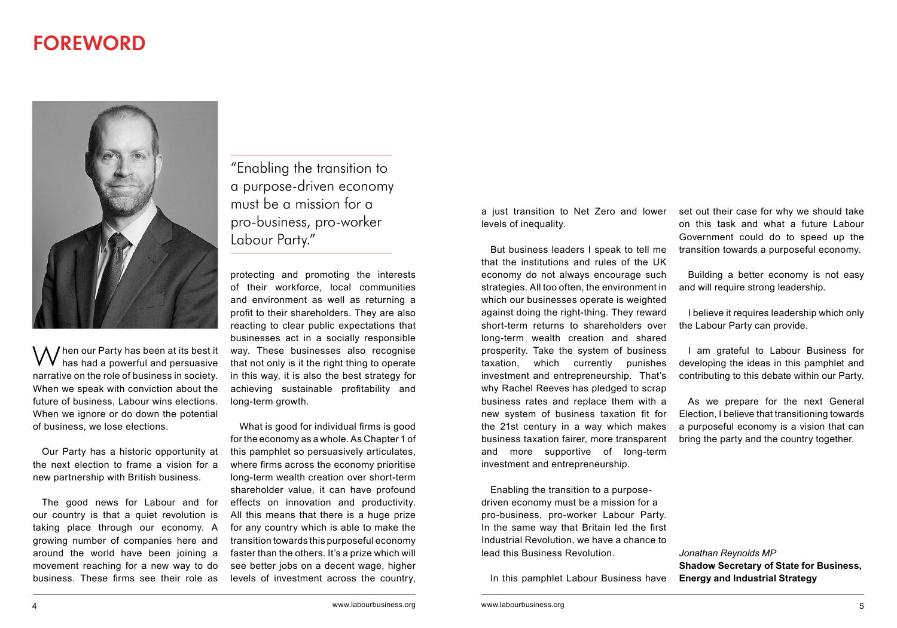# FOREWORD

> "Enabling the transition to a purpose-driven economy must be a mission for a pro-business, pro-worker Labour Party."

When our Party has been at its best it has had a powerful and persuasive narrative on the role of business in society. When we speak with conviction about the future of business, Labour wins elections. When we ignore or do down the potential of business, we lose elections.

Our Party has a historic opportunity at the next election to frame a vision for a new partnership with British business.

The good news for Labour and for our country is that a quiet revolution is taking place through our economy. A growing number of companies here and around the world have been joining a movement reaching for a new way to do business. These firms see their role as protecting and promoting the interests of their workforce, local communities and environment as well as returning a profit to their shareholders. They are also reacting to clear public expectations that businesses act in a socially responsible way. These businesses also recognise that not only is it the right thing to operate in this way, it is also the best strategy for achieving sustainable profitability and long-term growth.

What is good for individual firms is good for the economy as a whole. As Chapter 1 of this pamphlet so persuasively articulates, where firms across the economy prioritise long-term wealth creation over short-term shareholder value, it can have profound effects on innovation and productivity. All this means that there is a huge prize for any country which is able to make the transition towards this purposeful economy faster than the others. It's a prize which will see better jobs on a decent wage, higher levels of investment across the country, a just transition to Net Zero and lower levels of inequality.

But business leaders I speak to tell me that the institutions and rules of the UK economy do not always encourage such strategies. All too often, the environment in which our businesses operate is weighted against doing the right-thing. They reward short-term returns to shareholders over long-term wealth creation and shared prosperity. Take the system of business taxation, which currently punishes investment and entrepreneurship. That's why Rachel Reeves has pledged to scrap business rates and replace them with a new system of business taxation fit for the 21st century in a way which makes business taxation fairer, more transparent and more supportive of long-term investment and entrepreneurship.

Enabling the transition to a purpose-driven economy must be a mission for a pro-business, pro-worker Labour Party. In the same way that Britain led the first Industrial Revolution, we have a chance to lead this Business Revolution.

In this pamphlet Labour Business have set out their case for why we should take on this task and what a future Labour Government could do to speed up the transition towards a purposeful economy.

Building a better economy is not easy and will require strong leadership.

I believe it requires leadership which only the Labour Party can provide.

I am grateful to Labour Business for developing the ideas in this pamphlet and contributing to this debate within our Party.

As we prepare for the next General Election, I believe that transitioning towards a purposeful economy is a vision that can bring the party and the country together.

*Jonathan Reynolds MP*
**Shadow Secretary of State for Business, Energy and Industrial Strategy**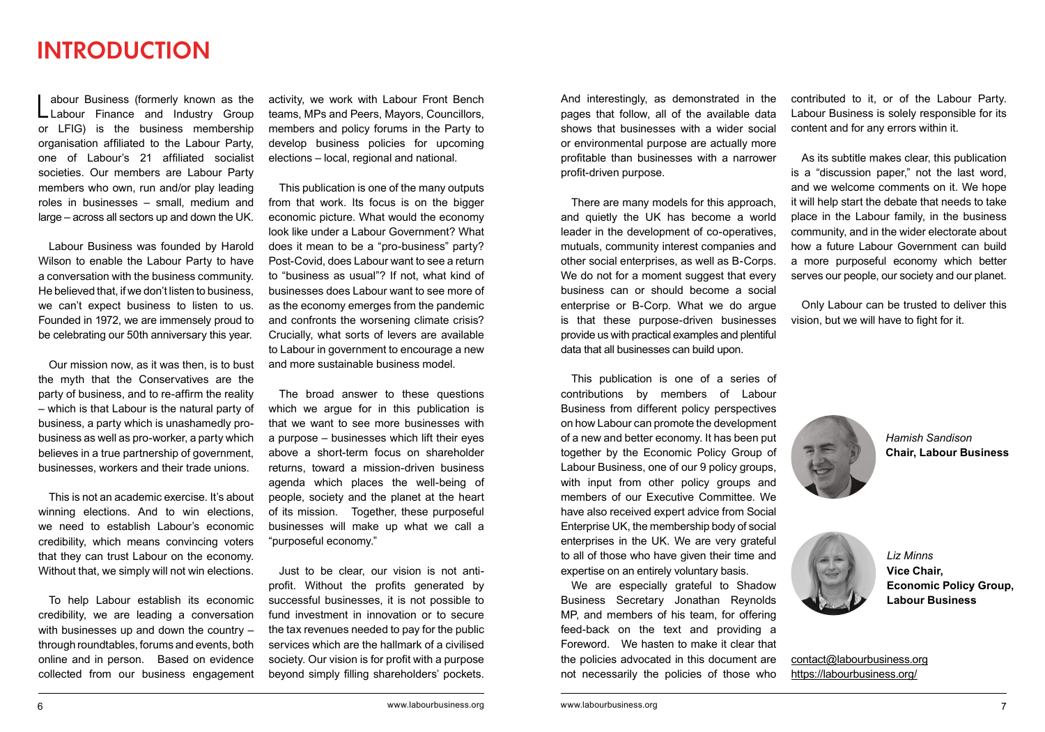# INTRODUCTION

Labour Business (formerly known as the Labour Finance and Industry Group or LFIG) is the business membership organisation affiliated to the Labour Party, one of Labour's 21 affiliated socialist societies. Our members are Labour Party members who own, run and/or play leading roles in businesses – small, medium and large – across all sectors up and down the UK.

Labour Business was founded by Harold Wilson to enable the Labour Party to have a conversation with the business community. He believed that, if we don't listen to business, we can't expect business to listen to us. Founded in 1972, we are immensely proud to be celebrating our 50th anniversary this year.

Our mission now, as it was then, is to bust the myth that the Conservatives are the party of business, and to re-affirm the reality – which is that Labour is the natural party of business, a party which is unashamedly pro-business as well as pro-worker, a party which believes in a true partnership of government, businesses, workers and their trade unions.

This is not an academic exercise. It's about winning elections. And to win elections, we need to establish Labour's economic credibility, which means convincing voters that they can trust Labour on the economy. Without that, we simply will not win elections.

To help Labour establish its economic credibility, we are leading a conversation with businesses up and down the country – through roundtables, forums and events, both online and in person. Based on evidence collected from our business engagement activity, we work with Labour Front Bench teams, MPs and Peers, Mayors, Councillors, members and policy forums in the Party to develop business policies for upcoming elections – local, regional and national.

This publication is one of the many outputs from that work. Its focus is on the bigger economic picture. What would the economy look like under a Labour Government? What does it mean to be a "pro-business" party? Post-Covid, does Labour want to see a return to "business as usual"? If not, what kind of businesses does Labour want to see more of as the economy emerges from the pandemic and confronts the worsening climate crisis? Crucially, what sorts of levers are available to Labour in government to encourage a new and more sustainable business model.

The broad answer to these questions which we argue for in this publication is that we want to see more businesses with a purpose – businesses which lift their eyes above a short-term focus on shareholder returns, toward a mission-driven business agenda which places the well-being of people, society and the planet at the heart of its mission. Together, these purposeful businesses will make up what we call a "purposeful economy."

Just to be clear, our vision is not anti-profit. Without the profits generated by successful businesses, it is not possible to fund investment in innovation or to secure the tax revenues needed to pay for the public services which are the hallmark of a civilised society. Our vision is for profit with a purpose beyond simply filling shareholders' pockets.

And interestingly, as demonstrated in the pages that follow, all of the available data shows that businesses with a wider social or environmental purpose are actually more profitable than businesses with a narrower profit-driven purpose.

There are many models for this approach, and quietly the UK has become a world leader in the development of co-operatives, mutuals, community interest companies and other social enterprises, as well as B-Corps. We do not for a moment suggest that every business can or should become a social enterprise or B-Corp. What we do argue is that these purpose-driven businesses provide us with practical examples and plentiful data that all businesses can build upon.

This publication is one of a series of contributions by members of Labour Business from different policy perspectives on how Labour can promote the development of a new and better economy. It has been put together by the Economic Policy Group of Labour Business, one of our 9 policy groups, with input from other policy groups and members of our Executive Committee. We have also received expert advice from Social Enterprise UK, the membership body of social enterprises in the UK. We are very grateful to all of those who have given their time and expertise on an entirely voluntary basis.

We are especially grateful to Shadow Business Secretary Jonathan Reynolds MP, and members of his team, for offering feed-back on the text and providing a Foreword. We hasten to make it clear that the policies advocated in this document are not necessarily the policies of those who contributed to it, or of the Labour Party. Labour Business is solely responsible for its content and for any errors within it.

As its subtitle makes clear, this publication is a "discussion paper," not the last word, and we welcome comments on it. We hope it will help start the debate that needs to take place in the Labour family, in the business community, and in the wider electorate about how a future Labour Government can build a more purposeful economy which better serves our people, our society and our planet.

Only Labour can be trusted to deliver this vision, but we will have to fight for it.

*Hamish Sandison*
**Chair, Labour Business**

*Liz Minns*
**Vice Chair,**
**Economic Policy Group,**
**Labour Business**

contact@labourbusiness.org
https://labourbusiness.org/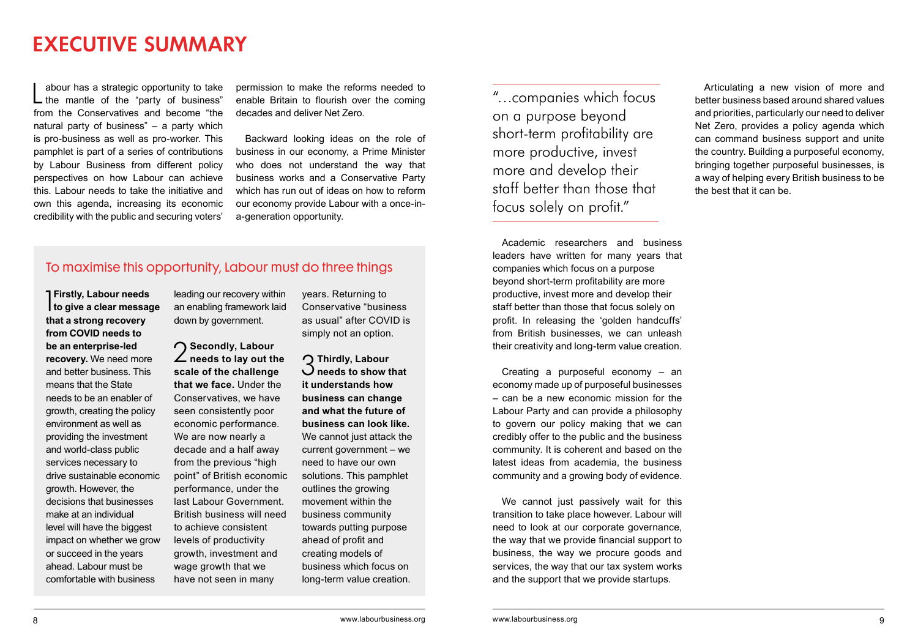# EXECUTIVE SUMMARY

Labour has a strategic opportunity to take the mantle of the "party of business" from the Conservatives and become "the natural party of business" – a party which is pro-business as well as pro-worker. This pamphlet is part of a series of contributions by Labour Business from different policy perspectives on how Labour can achieve this. Labour needs to take the initiative and own this agenda, increasing its economic credibility with the public and securing voters' permission to make the reforms needed to enable Britain to flourish over the coming decades and deliver Net Zero.

Backward looking ideas on the role of business in our economy, a Prime Minister who does not understand the way that business works and a Conservative Party which has run out of ideas on how to reform our economy provide Labour with a once-in-a-generation opportunity.

## To maximise this opportunity, Labour must do three things

1. **Firstly, Labour needs to give a clear message that a strong recovery from COVID needs to be an enterprise-led recovery.** We need more and better business. This means that the State needs to be an enabler of growth, creating the policy environment as well as providing the investment and world-class public services necessary to drive sustainable economic growth. However, the decisions that businesses make at an individual level will have the biggest impact on whether we grow or succeed in the years ahead. Labour must be comfortable with business leading our recovery within an enabling framework laid down by government.

2. **Secondly, Labour needs to lay out the scale of the challenge that we face.** Under the Conservatives, we have seen consistently poor economic performance. We are now nearly a decade and a half away from the previous "high point" of British economic performance, under the last Labour Government. British business will need to achieve consistent levels of productivity growth, investment and wage growth that we have not seen in many years. Returning to Conservative "business as usual" after COVID is simply not an option.

3. **Thirdly, Labour needs to show that it understands how business can change and what the future of business can look like.** We cannot just attack the current government – we need to have our own solutions. This pamphlet outlines the growing movement within the business community towards putting purpose ahead of profit and creating models of business which focus on long-term value creation.

> "…companies which focus on a purpose beyond short-term profitability are more productive, invest more and develop their staff better than those that focus solely on profit."

Academic researchers and business leaders have written for many years that companies which focus on a purpose beyond short-term profitability are more productive, invest more and develop their staff better than those that focus solely on profit. In releasing the 'golden handcuffs' from British businesses, we can unleash their creativity and long-term value creation.

Creating a purposeful economy – an economy made up of purposeful businesses – can be a new economic mission for the Labour Party and can provide a philosophy to govern our policy making that we can credibly offer to the public and the business community. It is coherent and based on the latest ideas from academia, the business community and a growing body of evidence.

We cannot just passively wait for this transition to take place however. Labour will need to look at our corporate governance, the way that we provide financial support to business, the way we procure goods and services, the way that our tax system works and the support that we provide startups.

Articulating a new vision of more and better business based around shared values and priorities, particularly our need to deliver Net Zero, provides a policy agenda which can command business support and unite the country. Building a purposeful economy, bringing together purposeful businesses, is a way of helping every British business to be the best that it can be.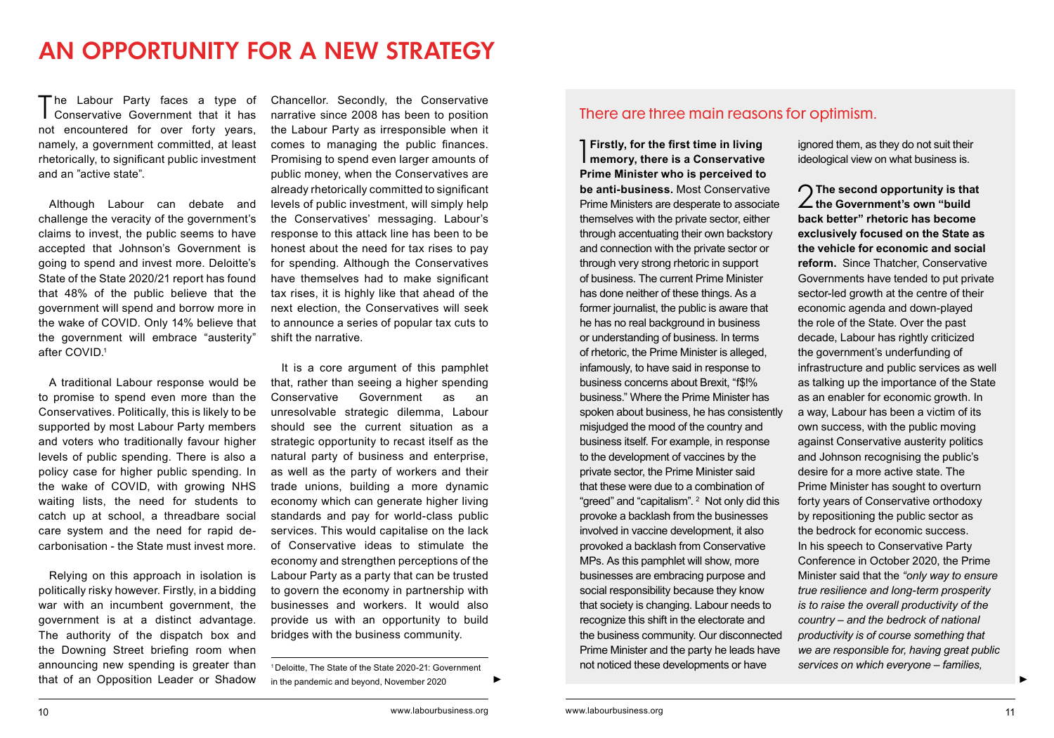# AN OPPORTUNITY FOR A NEW STRATEGY

The Labour Party faces a type of Conservative Government that it has not encountered for over forty years, namely, a government committed, at least rhetorically, to significant public investment and an "active state".

Although Labour can debate and challenge the veracity of the government's claims to invest, the public seems to have accepted that Johnson's Government is going to spend and invest more. Deloitte's State of the State 2020/21 report has found that 48% of the public believe that the government will spend and borrow more in the wake of COVID. Only 14% believe that the government will embrace "austerity" after COVID.[1]

A traditional Labour response would be to promise to spend even more than the Conservatives. Politically, this is likely to be supported by most Labour Party members and voters who traditionally favour higher levels of public spending. There is also a policy case for higher public spending. In the wake of COVID, with growing NHS waiting lists, the need for students to catch up at school, a threadbare social care system and the need for rapid de-carbonisation - the State must invest more.

Relying on this approach in isolation is politically risky however. Firstly, in a bidding war with an incumbent government, the government is at a distinct advantage. The authority of the dispatch box and the Downing Street briefing room when announcing new spending is greater than that of an Opposition Leader or Shadow Chancellor. Secondly, the Conservative narrative since 2008 has been to position the Labour Party as irresponsible when it comes to managing the public finances. Promising to spend even larger amounts of public money, when the Conservatives are already rhetorically committed to significant levels of public investment, will simply help the Conservatives' messaging. Labour's response to this attack line has been to be honest about the need for tax rises to pay for spending. Although the Conservatives have themselves had to make significant tax rises, it is highly like that ahead of the next election, the Conservatives will seek to announce a series of popular tax cuts to shift the narrative.

It is a core argument of this pamphlet that, rather than seeing a higher spending Conservative Government as an unresolvable strategic dilemma, Labour should see the current situation as a strategic opportunity to recast itself as the natural party of business and enterprise, as well as the party of workers and their trade unions, building a more dynamic economy which can generate higher living standards and pay for world-class public services. This would capitalise on the lack of Conservative ideas to stimulate the economy and strengthen perceptions of the Labour Party as a party that can be trusted to govern the economy in partnership with businesses and workers. It would also provide us with an opportunity to build bridges with the business community.

[1] Deloitte, The State of the State 2020-21: Government in the pandemic and beyond, November 2020

## There are three main reasons for optimism.

1 **Firstly, for the first time in living memory, there is a Conservative Prime Minister who is perceived to be anti-business.** Most Conservative Prime Ministers are desperate to associate themselves with the private sector, either through accentuating their own backstory and connection with the private sector or through very strong rhetoric in support of business. The current Prime Minister has done neither of these things. As a former journalist, the public is aware that he has no real background in business or understanding of business. In terms of rhetoric, the Prime Minister is alleged, infamously, to have said in response to business concerns about Brexit, "f$!% business." Where the Prime Minister has spoken about business, he has consistently misjudged the mood of the country and business itself. For example, in response to the development of vaccines by the private sector, the Prime Minister said that these were due to a combination of "greed" and "capitalism".[2] Not only did this provoke a backlash from the businesses involved in vaccine development, it also provoked a backlash from Conservative MPs. As this pamphlet will show, more businesses are embracing purpose and social responsibility because they know that society is changing. Labour needs to recognize this shift in the electorate and the business community. Our disconnected Prime Minister and the party he leads have not noticed these developments or have ignored them, as they do not suit their ideological view on what business is.

2 **The second opportunity is that the Government's own "build back better" rhetoric has become exclusively focused on the State as the vehicle for economic and social reform.** Since Thatcher, Conservative Governments have tended to put private sector-led growth at the centre of their economic agenda and down-played the role of the State. Over the past decade, Labour has rightly criticized the government's underfunding of infrastructure and public services as well as talking up the importance of the State as an enabler for economic growth. In a way, Labour has been a victim of its own success, with the public moving against Conservative austerity politics and Johnson recognising the public's desire for a more active state. The Prime Minister has sought to overturn forty years of Conservative orthodoxy by repositioning the public sector as the bedrock for economic success. In his speech to Conservative Party Conference in October 2020, the Prime Minister said that the *"only way to ensure true resilience and long-term prosperity is to raise the overall productivity of the country – and the bedrock of national productivity is of course something that we are responsible for, having great public services on which everyone – families,*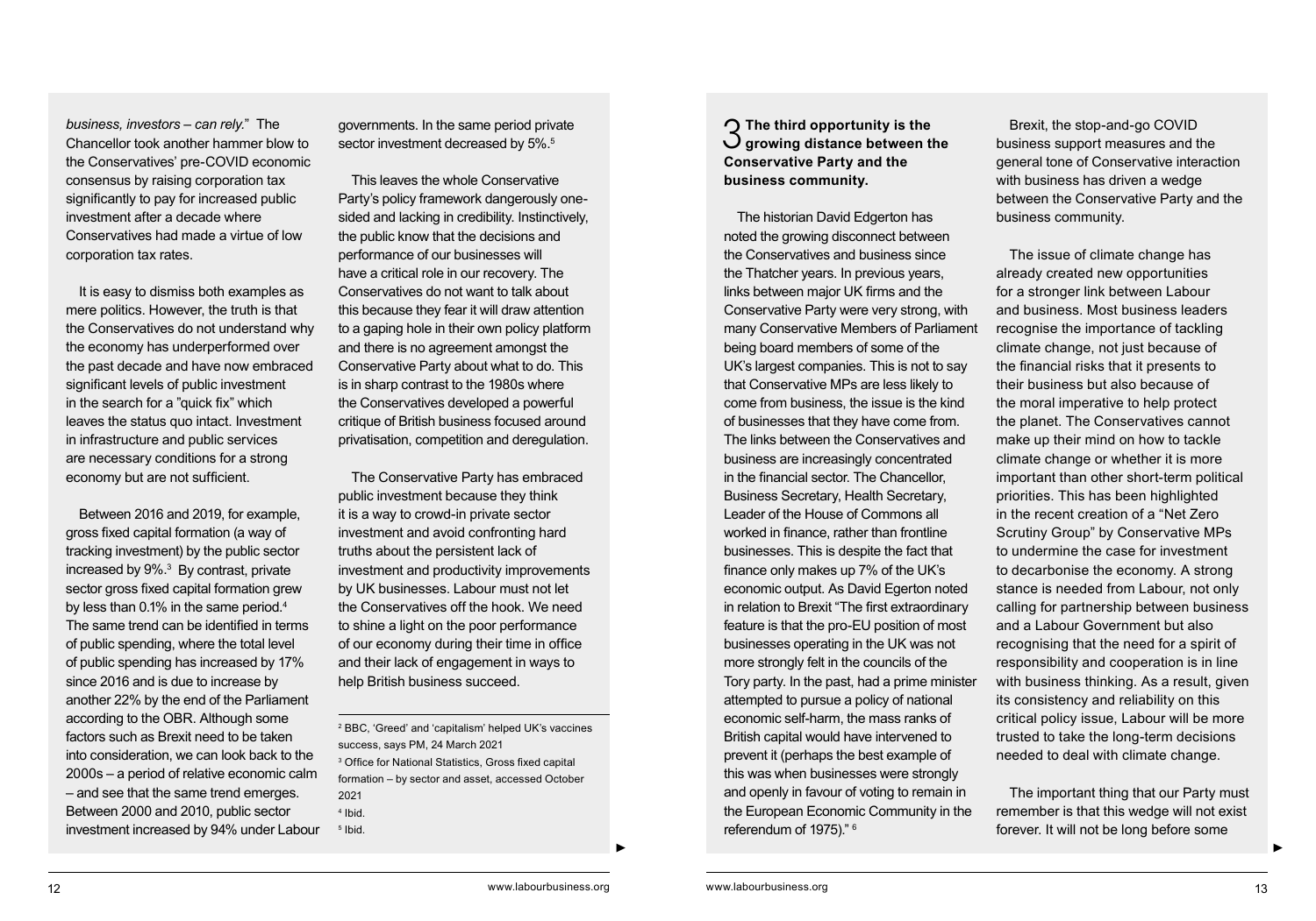*business, investors – can rely.*" The Chancellor took another hammer blow to the Conservatives' pre-COVID economic consensus by raising corporation tax significantly to pay for increased public investment after a decade where Conservatives had made a virtue of low corporation tax rates.

It is easy to dismiss both examples as mere politics. However, the truth is that the Conservatives do not understand why the economy has underperformed over the past decade and have now embraced significant levels of public investment in the search for a "quick fix" which leaves the status quo intact. Investment in infrastructure and public services are necessary conditions for a strong economy but are not sufficient.

Between 2016 and 2019, for example, gross fixed capital formation (a way of tracking investment) by the public sector increased by 9%.[3] By contrast, private sector gross fixed capital formation grew by less than 0.1% in the same period.[4] The same trend can be identified in terms of public spending, where the total level of public spending has increased by 17% since 2016 and is due to increase by another 22% by the end of the Parliament according to the OBR. Although some factors such as Brexit need to be taken into consideration, we can look back to the 2000s – a period of relative economic calm – and see that the same trend emerges. Between 2000 and 2010, public sector investment increased by 94% under Labour governments. In the same period private sector investment decreased by 5%.[5]

This leaves the whole Conservative Party's policy framework dangerously one-sided and lacking in credibility. Instinctively, the public know that the decisions and performance of our businesses will have a critical role in our recovery. The Conservatives do not want to talk about this because they fear it will draw attention to a gaping hole in their own policy platform and there is no agreement amongst the Conservative Party about what to do. This is in sharp contrast to the 1980s where the Conservatives developed a powerful critique of British business focused around privatisation, competition and deregulation.

The Conservative Party has embraced public investment because they think it is a way to crowd-in private sector investment and avoid confronting hard truths about the persistent lack of investment and productivity improvements by UK businesses. Labour must not let the Conservatives off the hook. We need to shine a light on the poor performance of our economy during their time in office and their lack of engagement in ways to help British business succeed.

[2] BBC, 'Greed' and 'capitalism' helped UK's vaccines success, says PM, 24 March 2021
[3] Office for National Statistics, Gross fixed capital formation – by sector and asset, accessed October 2021
[4] Ibid.
[5] Ibid.

## 3 The third opportunity is the growing distance between the Conservative Party and the business community.

The historian David Edgerton has noted the growing disconnect between the Conservatives and business since the Thatcher years. In previous years, links between major UK firms and the Conservative Party were very strong, with many Conservative Members of Parliament being board members of some of the UK's largest companies. This is not to say that Conservative MPs are less likely to come from business, the issue is the kind of businesses that they have come from. The links between the Conservatives and business are increasingly concentrated in the financial sector. The Chancellor, Business Secretary, Health Secretary, Leader of the House of Commons all worked in finance, rather than frontline businesses. This is despite the fact that finance only makes up 7% of the UK's economic output. As David Egerton noted in relation to Brexit "The first extraordinary feature is that the pro-EU position of most businesses operating in the UK was not more strongly felt in the councils of the Tory party. In the past, had a prime minister attempted to pursue a policy of national economic self-harm, the mass ranks of British capital would have intervened to prevent it (perhaps the best example of this was when businesses were strongly and openly in favour of voting to remain in the European Economic Community in the referendum of 1975)." [6]

Brexit, the stop-and-go COVID business support measures and the general tone of Conservative interaction with business has driven a wedge between the Conservative Party and the business community.

The issue of climate change has already created new opportunities for a stronger link between Labour and business. Most business leaders recognise the importance of tackling climate change, not just because of the financial risks that it presents to their business but also because of the moral imperative to help protect the planet. The Conservatives cannot make up their mind on how to tackle climate change or whether it is more important than other short-term political priorities. This has been highlighted in the recent creation of a "Net Zero Scrutiny Group" by Conservative MPs to undermine the case for investment to decarbonise the economy. A strong stance is needed from Labour, not only calling for partnership between business and a Labour Government but also recognising that the need for a spirit of responsibility and cooperation is in line with business thinking. As a result, given its consistency and reliability on this critical policy issue, Labour will be more trusted to take the long-term decisions needed to deal with climate change.

The important thing that our Party must remember is that this wedge will not exist forever. It will not be long before some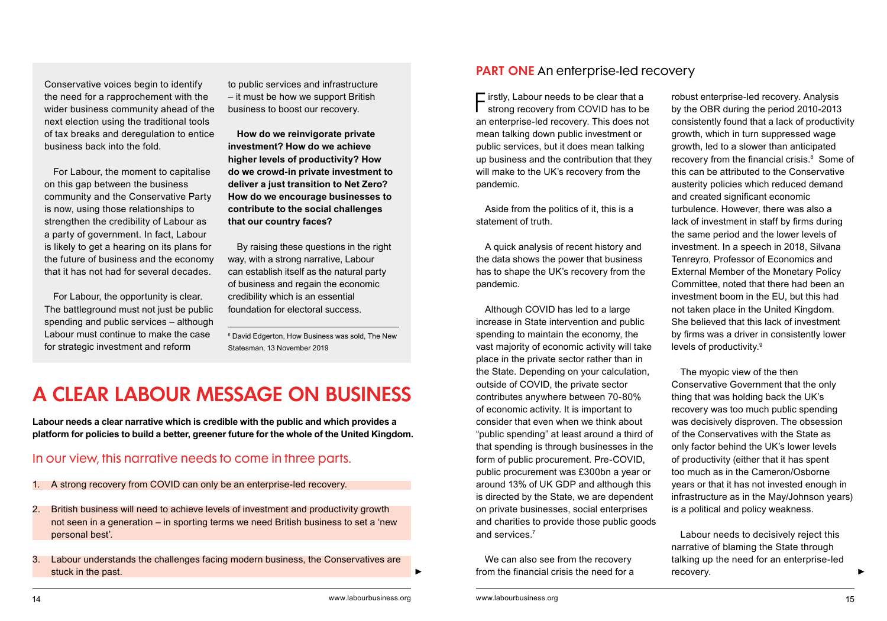Conservative voices begin to identify the need for a rapprochement with the wider business community ahead of the next election using the traditional tools of tax breaks and deregulation to entice business back into the fold.

For Labour, the moment to capitalise on this gap between the business community and the Conservative Party is now, using those relationships to strengthen the credibility of Labour as a party of government. In fact, Labour is likely to get a hearing on its plans for the future of business and the economy that it has not had for several decades.

For Labour, the opportunity is clear. The battleground must not just be public spending and public services – although Labour must continue to make the case for strategic investment and reform to public services and infrastructure – it must be how we support British business to boost our recovery.

**How do we reinvigorate private investment? How do we achieve higher levels of productivity? How do we crowd-in private investment to deliver a just transition to Net Zero? How do we encourage businesses to contribute to the social challenges that our country faces?**

By raising these questions in the right way, with a strong narrative, Labour can establish itself as the natural party of business and regain the economic credibility which is an essential foundation for electoral success.

[6] David Edgerton, How Business was sold, The New Statesman, 13 November 2019

# A CLEAR LABOUR MESSAGE ON BUSINESS

**Labour needs a clear narrative which is credible with the public and which provides a platform for policies to build a better, greener future for the whole of the United Kingdom.**

## In our view, this narrative needs to come in three parts.

1. A strong recovery from COVID can only be an enterprise-led recovery.
2. British business will need to achieve levels of investment and productivity growth not seen in a generation – in sporting terms we need British business to set a 'new personal best'.
3. Labour understands the challenges facing modern business, the Conservatives are stuck in the past.

## PART ONE An enterprise-led recovery

Firstly, Labour needs to be clear that a strong recovery from COVID has to be an enterprise-led recovery. This does not mean talking down public investment or public services, but it does mean talking up business and the contribution that they will make to the UK's recovery from the pandemic.

Aside from the politics of it, this is a statement of truth.

A quick analysis of recent history and the data shows the power that business has to shape the UK's recovery from the pandemic.

Although COVID has led to a large increase in State intervention and public spending to maintain the economy, the vast majority of economic activity will take place in the private sector rather than in the State. Depending on your calculation, outside of COVID, the private sector contributes anywhere between 70-80% of economic activity. It is important to consider that even when we think about "public spending" at least around a third of that spending is through businesses in the form of public procurement. Pre-COVID, public procurement was £300bn a year or around 13% of UK GDP and although this is directed by the State, we are dependent on private businesses, social enterprises and charities to provide those public goods and services.[7]

We can also see from the recovery from the financial crisis the need for a robust enterprise-led recovery. Analysis by the OBR during the period 2010-2013 consistently found that a lack of productivity growth, which in turn suppressed wage growth, led to a slower than anticipated recovery from the financial crisis.[8] Some of this can be attributed to the Conservative austerity policies which reduced demand and created significant economic turbulence. However, there was also a lack of investment in staff by firms during the same period and the lower levels of investment. In a speech in 2018, Silvana Tenreyro, Professor of Economics and External Member of the Monetary Policy Committee, noted that there had been an investment boom in the EU, but this had not taken place in the United Kingdom. She believed that this lack of investment by firms was a driver in consistently lower levels of productivity.[9]

The myopic view of the then Conservative Government that the only thing that was holding back the UK's recovery was too much public spending was decisively disproven. The obsession of the Conservatives with the State as only factor behind the UK's lower levels of productivity (either that it has spent too much as in the Cameron/Osborne years or that it has not invested enough in infrastructure as in the May/Johnson years) is a political and policy weakness.

Labour needs to decisively reject this narrative of blaming the State through talking up the need for an enterprise-led recovery.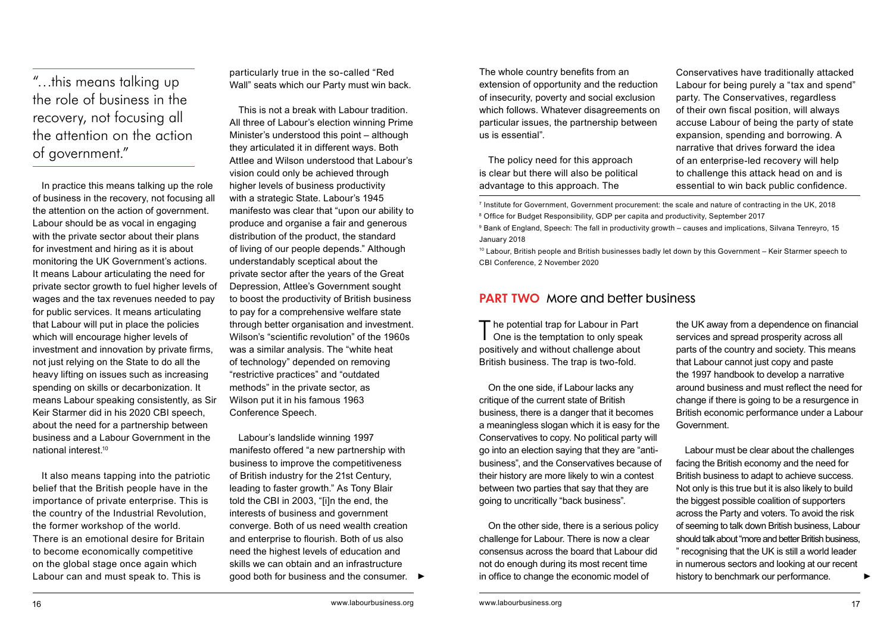> "…this means talking up the role of business in the recovery, not focusing all the attention on the action of government."

In practice this means talking up the role of business in the recovery, not focusing all the attention on the action of government. Labour should be as vocal in engaging with the private sector about their plans for investment and hiring as it is about monitoring the UK Government's actions. It means Labour articulating the need for private sector growth to fuel higher levels of wages and the tax revenues needed to pay for public services. It means articulating that Labour will put in place the policies which will encourage higher levels of investment and innovation by private firms, not just relying on the State to do all the heavy lifting on issues such as increasing spending on skills or decarbonization. It means Labour speaking consistently, as Sir Keir Starmer did in his 2020 CBI speech, about the need for a partnership between business and a Labour Government in the national interest.[10]

It also means tapping into the patriotic belief that the British people have in the importance of private enterprise. This is the country of the Industrial Revolution, the former workshop of the world. There is an emotional desire for Britain to become economically competitive on the global stage once again which Labour can and must speak to. This is particularly true in the so-called "Red Wall" seats which our Party must win back.

This is not a break with Labour tradition. All three of Labour's election winning Prime Minister's understood this point – although they articulated it in different ways. Both Attlee and Wilson understood that Labour's vision could only be achieved through higher levels of business productivity with a strategic State. Labour's 1945 manifesto was clear that "upon our ability to produce and organise a fair and generous distribution of the product, the standard of living of our people depends." Although understandably sceptical about the private sector after the years of the Great Depression, Attlee's Government sought to boost the productivity of British business to pay for a comprehensive welfare state through better organisation and investment. Wilson's "scientific revolution" of the 1960s was a similar analysis. The "white heat of technology" depended on removing "restrictive practices" and "outdated methods" in the private sector, as Wilson put it in his famous 1963 Conference Speech.

Labour's landslide winning 1997 manifesto offered "a new partnership with business to improve the competitiveness of British industry for the 21st Century, leading to faster growth." As Tony Blair told the CBI in 2003, "[i]n the end, the interests of business and government converge. Both of us need wealth creation and enterprise to flourish. Both of us also need the highest levels of education and skills we can obtain and an infrastructure good both for business and the consumer. The whole country benefits from an extension of opportunity and the reduction of insecurity, poverty and social exclusion which follows. Whatever disagreements on particular issues, the partnership between us is essential".

The policy need for this approach is clear but there will also be political advantage to this approach. The Conservatives have traditionally attacked Labour for being purely a "tax and spend" party. The Conservatives, regardless of their own fiscal position, will always accuse Labour of being the party of state expansion, spending and borrowing. A narrative that drives forward the idea of an enterprise-led recovery will help to challenge this attack head on and is essential to win back public confidence.

[7] Institute for Government, Government procurement: the scale and nature of contracting in the UK, 2018

[8] Office for Budget Responsibility, GDP per capita and productivity, September 2017

[9] Bank of England, Speech: The fall in productivity growth – causes and implications, Silvana Tenreyro, 15 January 2018

[10] Labour, British people and British businesses badly let down by this Government – Keir Starmer speech to CBI Conference, 2 November 2020

## PART TWO More and better business

The potential trap for Labour in Part One is the temptation to only speak positively and without challenge about British business. The trap is two-fold.

On the one side, if Labour lacks any critique of the current state of British business, there is a danger that it becomes a meaningless slogan which it is easy for the Conservatives to copy. No political party will go into an election saying that they are "anti-business", and the Conservatives because of their history are more likely to win a contest between two parties that say that they are going to uncritically "back business".

On the other side, there is a serious policy challenge for Labour. There is now a clear consensus across the board that Labour did not do enough during its most recent time in office to change the economic model of the UK away from a dependence on financial services and spread prosperity across all parts of the country and society. This means that Labour cannot just copy and paste the 1997 handbook to develop a narrative around business and must reflect the need for change if there is going to be a resurgence in British economic performance under a Labour Government.

Labour must be clear about the challenges facing the British economy and the need for British business to adapt to achieve success. Not only is this true but it is also likely to build the biggest possible coalition of supporters across the Party and voters. To avoid the risk of seeming to talk down British business, Labour should talk about "more and better British business, " recognising that the UK is still a world leader in numerous sectors and looking at our recent history to benchmark our performance.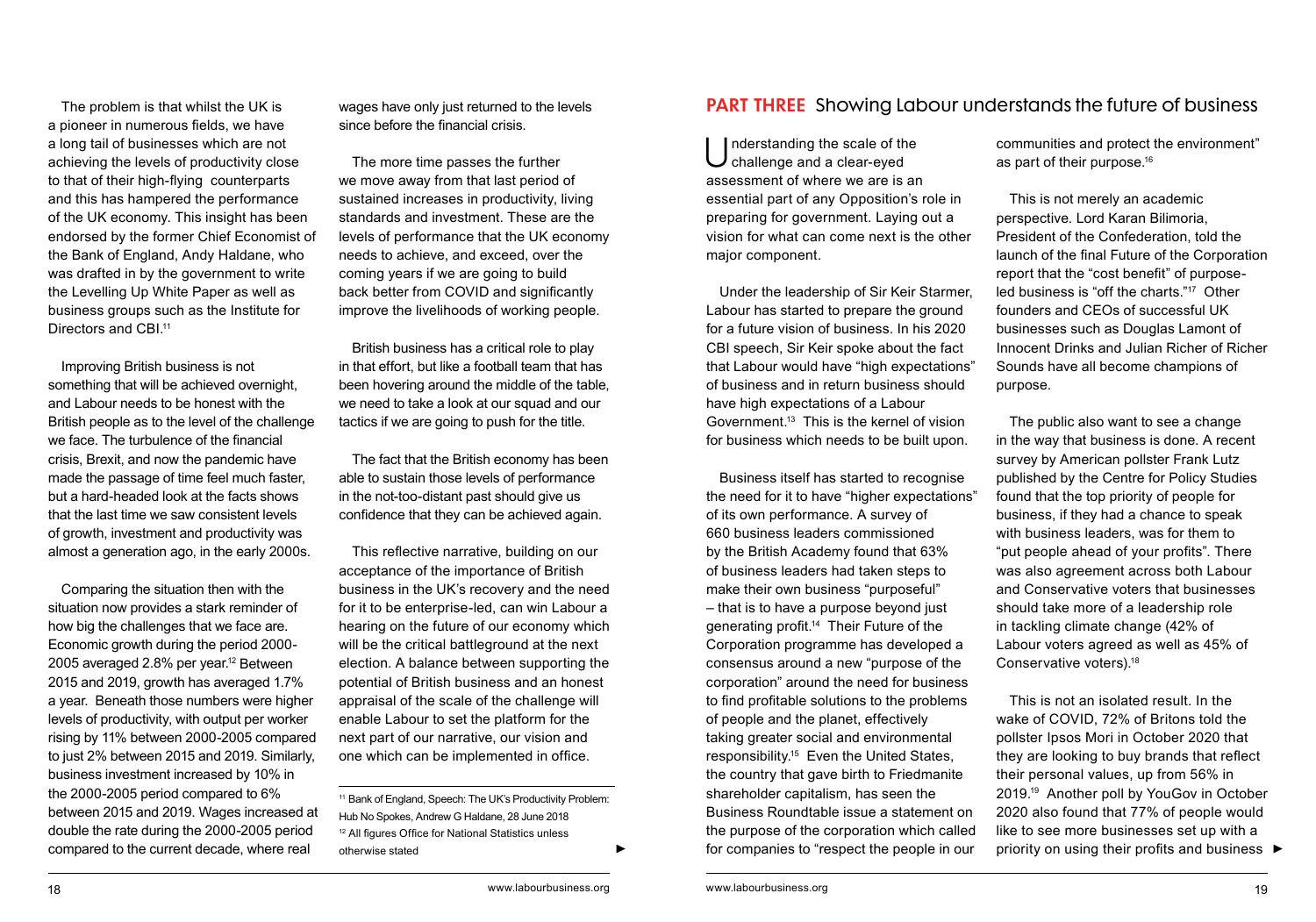The problem is that whilst the UK is a pioneer in numerous fields, we have a long tail of businesses which are not achieving the levels of productivity close to that of their high-flying counterparts and this has hampered the performance of the UK economy. This insight has been endorsed by the former Chief Economist of the Bank of England, Andy Haldane, who was drafted in by the government to write the Levelling Up White Paper as well as business groups such as the Institute for Directors and CBI.[11]

Improving British business is not something that will be achieved overnight, and Labour needs to be honest with the British people as to the level of the challenge we face. The turbulence of the financial crisis, Brexit, and now the pandemic have made the passage of time feel much faster, but a hard-headed look at the facts shows that the last time we saw consistent levels of growth, investment and productivity was almost a generation ago, in the early 2000s.

Comparing the situation then with the situation now provides a stark reminder of how big the challenges that we face are. Economic growth during the period 2000-2005 averaged 2.8% per year.[12] Between 2015 and 2019, growth has averaged 1.7% a year. Beneath those numbers were higher levels of productivity, with output per worker rising by 11% between 2000-2005 compared to just 2% between 2015 and 2019. Similarly, business investment increased by 10% in the 2000-2005 period compared to 6% between 2015 and 2019. Wages increased at double the rate during the 2000-2005 period compared to the current decade, where real wages have only just returned to the levels since before the financial crisis.

The more time passes the further we move away from that last period of sustained increases in productivity, living standards and investment. These are the levels of performance that the UK economy needs to achieve, and exceed, over the coming years if we are going to build back better from COVID and significantly improve the livelihoods of working people.

British business has a critical role to play in that effort, but like a football team that has been hovering around the middle of the table, we need to take a look at our squad and our tactics if we are going to push for the title.

The fact that the British economy has been able to sustain those levels of performance in the not-too-distant past should give us confidence that they can be achieved again.

This reflective narrative, building on our acceptance of the importance of British business in the UK's recovery and the need for it to be enterprise-led, can win Labour a hearing on the future of our economy which will be the critical battleground at the next election. A balance between supporting the potential of British business and an honest appraisal of the scale of the challenge will enable Labour to set the platform for the next part of our narrative, our vision and one which can be implemented in office.

[11] Bank of England, Speech: The UK's Productivity Problem: Hub No Spokes, Andrew G Haldane, 28 June 2018

[12] All figures Office for National Statistics unless otherwise stated

## PART THREE Showing Labour understands the future of business

Understanding the scale of the challenge and a clear-eyed assessment of where we are is an essential part of any Opposition's role in preparing for government. Laying out a vision for what can come next is the other major component.

Under the leadership of Sir Keir Starmer, Labour has started to prepare the ground for a future vision of business. In his 2020 CBI speech, Sir Keir spoke about the fact that Labour would have "high expectations" of business and in return business should have high expectations of a Labour Government.[13] This is the kernel of vision for business which needs to be built upon.

Business itself has started to recognise the need for it to have "higher expectations" of its own performance. A survey of 660 business leaders commissioned by the British Academy found that 63% of business leaders had taken steps to make their own business "purposeful" – that is to have a purpose beyond just generating profit.[14] Their Future of the Corporation programme has developed a consensus around a new "purpose of the corporation" around the need for business to find profitable solutions to the problems of people and the planet, effectively taking greater social and environmental responsibility.[15] Even the United States, the country that gave birth to Friedmanite shareholder capitalism, has seen the Business Roundtable issue a statement on the purpose of the corporation which called for companies to "respect the people in our communities and protect the environment" as part of their purpose.[16]

This is not merely an academic perspective. Lord Karan Bilimoria, President of the Confederation, told the launch of the final Future of the Corporation report that the "cost benefit" of purpose-led business is "off the charts."[17] Other founders and CEOs of successful UK businesses such as Douglas Lamont of Innocent Drinks and Julian Richer of Richer Sounds have all become champions of purpose.

The public also want to see a change in the way that business is done. A recent survey by American pollster Frank Lutz published by the Centre for Policy Studies found that the top priority of people for business, if they had a chance to speak with business leaders, was for them to "put people ahead of your profits". There was also agreement across both Labour and Conservative voters that businesses should take more of a leadership role in tackling climate change (42% of Labour voters agreed as well as 45% of Conservative voters).[18]

This is not an isolated result. In the wake of COVID, 72% of Britons told the pollster Ipsos Mori in October 2020 that they are looking to buy brands that reflect their personal values, up from 56% in 2019.[19] Another poll by YouGov in October 2020 also found that 77% of people would like to see more businesses set up with a priority on using their profits and business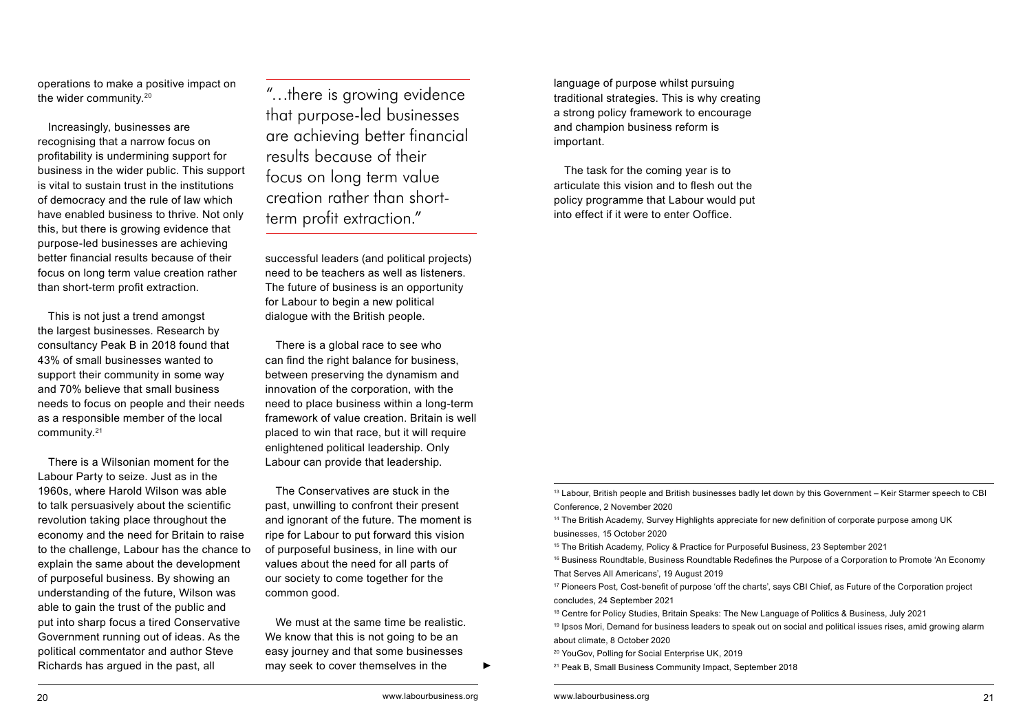operations to make a positive impact on the wider community.[20]

Increasingly, businesses are recognising that a narrow focus on profitability is undermining support for business in the wider public. This support is vital to sustain trust in the institutions of democracy and the rule of law which have enabled business to thrive. Not only this, but there is growing evidence that purpose-led businesses are achieving better financial results because of their focus on long term value creation rather than short-term profit extraction.

This is not just a trend amongst the largest businesses. Research by consultancy Peak B in 2018 found that 43% of small businesses wanted to support their community in some way and 70% believe that small business needs to focus on people and their needs as a responsible member of the local community.[21]

There is a Wilsonian moment for the Labour Party to seize. Just as in the 1960s, where Harold Wilson was able to talk persuasively about the scientific revolution taking place throughout the economy and the need for Britain to raise to the challenge, Labour has the chance to explain the same about the development of purposeful business. By showing an understanding of the future, Wilson was able to gain the trust of the public and put into sharp focus a tired Conservative Government running out of ideas. As the political commentator and author Steve Richards has argued in the past, all successful leaders (and political projects) need to be teachers as well as listeners. The future of business is an opportunity for Labour to begin a new political dialogue with the British people.

> "…there is growing evidence that purpose-led businesses are achieving better financial results because of their focus on long term value creation rather than short-term profit extraction."

There is a global race to see who can find the right balance for business, between preserving the dynamism and innovation of the corporation, with the need to place business within a long-term framework of value creation. Britain is well placed to win that race, but it will require enlightened political leadership. Only Labour can provide that leadership.

The Conservatives are stuck in the past, unwilling to confront their present and ignorant of the future. The moment is ripe for Labour to put forward this vision of purposeful business, in line with our values about the need for all parts of our society to come together for the common good.

We must at the same time be realistic. We know that this is not going to be an easy journey and that some businesses may seek to cover themselves in the language of purpose whilst pursuing traditional strategies. This is why creating a strong policy framework to encourage and champion business reform is important.

The task for the coming year is to articulate this vision and to flesh out the policy programme that Labour would put into effect if it were to enter Ooffice.

---

[13] Labour, British people and British businesses badly let down by this Government – Keir Starmer speech to CBI Conference, 2 November 2020

[14] The British Academy, Survey Highlights appreciate for new definition of corporate purpose among UK businesses, 15 October 2020

[15] The British Academy, Policy & Practice for Purposeful Business, 23 September 2021

[16] Business Roundtable, Business Roundtable Redefines the Purpose of a Corporation to Promote 'An Economy That Serves All Americans', 19 August 2019

[17] Pioneers Post, Cost-benefit of purpose 'off the charts', says CBI Chief, as Future of the Corporation project concludes, 24 September 2021

[18] Centre for Policy Studies, Britain Speaks: The New Language of Politics & Business, July 2021

[19] Ipsos Mori, Demand for business leaders to speak out on social and political issues rises, amid growing alarm about climate, 8 October 2020

[20] YouGov, Polling for Social Enterprise UK, 2019

[21] Peak B, Small Business Community Impact, September 2018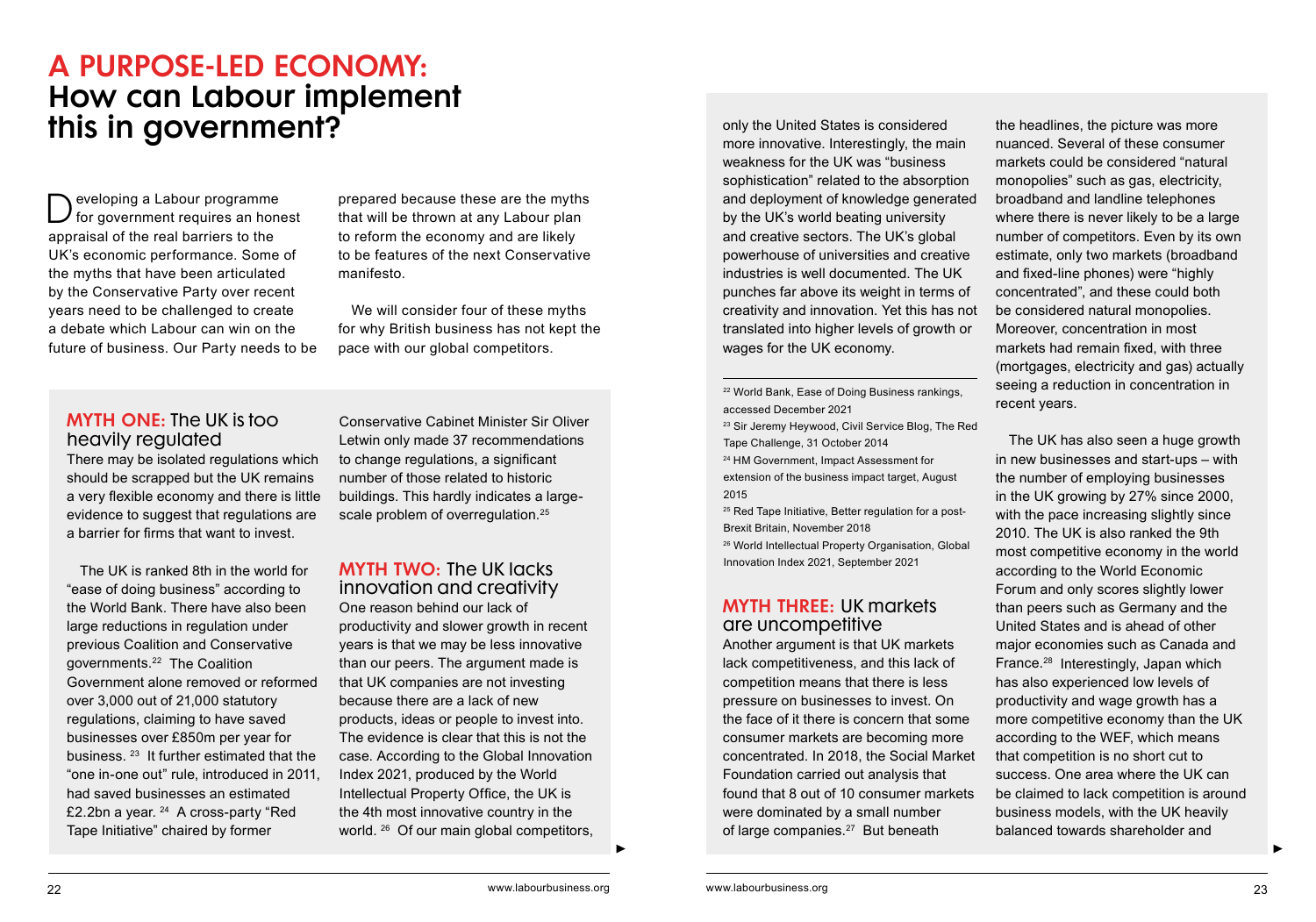# A PURPOSE-LED ECONOMY: How can Labour implement this in government?

Developing a Labour programme for government requires an honest appraisal of the real barriers to the UK's economic performance. Some of the myths that have been articulated by the Conservative Party over recent years need to be challenged to create a debate which Labour can win on the future of business. Our Party needs to be prepared because these are the myths that will be thrown at any Labour plan to reform the economy and are likely to be features of the next Conservative manifesto.

We will consider four of these myths for why British business has not kept the pace with our global competitors.

## MYTH ONE: The UK is too heavily regulated

There may be isolated regulations which should be scrapped but the UK remains a very flexible economy and there is little evidence to suggest that regulations are a barrier for firms that want to invest.

The UK is ranked 8th in the world for "ease of doing business" according to the World Bank. There have also been large reductions in regulation under previous Coalition and Conservative governments.[22] The Coalition Government alone removed or reformed over 3,000 out of 21,000 statutory regulations, claiming to have saved businesses over £850m per year for business.[23] It further estimated that the "one in-one out" rule, introduced in 2011, had saved businesses an estimated £2.2bn a year.[24] A cross-party "Red Tape Initiative" chaired by former Conservative Cabinet Minister Sir Oliver Letwin only made 37 recommendations to change regulations, a significant number of those related to historic buildings. This hardly indicates a large-scale problem of overregulation.[25]

## MYTH TWO: The UK lacks innovation and creativity

One reason behind our lack of productivity and slower growth in recent years is that we may be less innovative than our peers. The argument made is that UK companies are not investing because there are a lack of new products, ideas or people to invest into. The evidence is clear that this is not the case. According to the Global Innovation Index 2021, produced by the World Intellectual Property Office, the UK is the 4th most innovative country in the world.[26] Of our main global competitors, only the United States is considered more innovative. Interestingly, the main weakness for the UK was "business sophistication" related to the absorption and deployment of knowledge generated by the UK's world beating university and creative sectors. The UK's global powerhouse of universities and creative industries is well documented. The UK punches far above its weight in terms of creativity and innovation. Yet this has not translated into higher levels of growth or wages for the UK economy.

## MYTH THREE: UK markets are uncompetitive

Another argument is that UK markets lack competitiveness, and this lack of competition means that there is less pressure on businesses to invest. On the face of it there is concern that some consumer markets are becoming more concentrated. In 2018, the Social Market Foundation carried out analysis that found that 8 out of 10 consumer markets were dominated by a small number of large companies.[27] But beneath the headlines, the picture was more nuanced. Several of these consumer markets could be considered "natural monopolies" such as gas, electricity, broadband and landline telephones where there is never likely to be a large number of competitors. Even by its own estimate, only two markets (broadband and fixed-line phones) were "highly concentrated", and these could both be considered natural monopolies. Moreover, concentration in most markets had remain fixed, with three (mortgages, electricity and gas) actually seeing a reduction in concentration in recent years.

The UK has also seen a huge growth in new businesses and start-ups – with the number of employing businesses in the UK growing by 27% since 2000, with the pace increasing slightly since 2010. The UK is also ranked the 9th most competitive economy in the world according to the World Economic Forum and only scores slightly lower than peers such as Germany and the United States and is ahead of other major economies such as Canada and France.[28] Interestingly, Japan which has also experienced low levels of productivity and wage growth has a more competitive economy than the UK according to the WEF, which means that competition is no short cut to success. One area where the UK can be claimed to lack competition is around business models, with the UK heavily balanced towards shareholder and

---

[22] World Bank, Ease of Doing Business rankings, accessed December 2021

[23] Sir Jeremy Heywood, Civil Service Blog, The Red Tape Challenge, 31 October 2014

[24] HM Government, Impact Assessment for extension of the business impact target, August 2015

[25] Red Tape Initiative, Better regulation for a post-Brexit Britain, November 2018

[26] World Intellectual Property Organisation, Global Innovation Index 2021, September 2021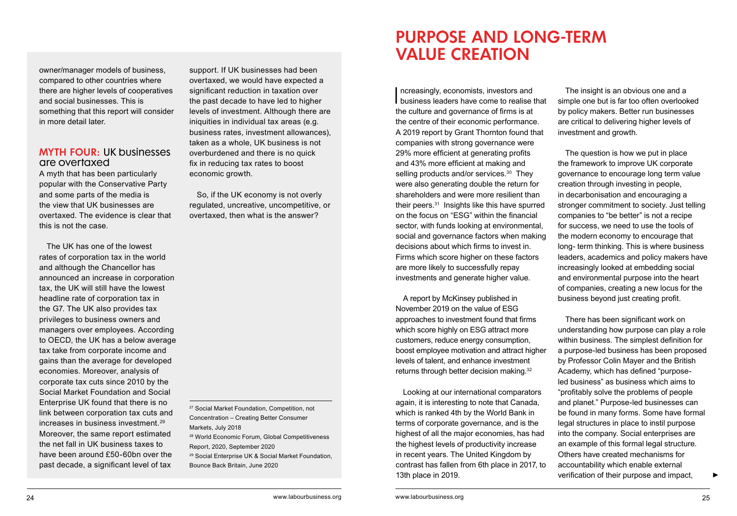owner/manager models of business, compared to other countries where there are higher levels of cooperatives and social businesses. This is something that this report will consider in more detail later.

### MYTH FOUR: UK businesses are overtaxed

A myth that has been particularly popular with the Conservative Party and some parts of the media is the view that UK businesses are overtaxed. The evidence is clear that this is not the case.

The UK has one of the lowest rates of corporation tax in the world and although the Chancellor has announced an increase in corporation tax, the UK will still have the lowest headline rate of corporation tax in the G7. The UK also provides tax privileges to business owners and managers over employees. According to OECD, the UK has a below average tax take from corporate income and gains than the average for developed economies. Moreover, analysis of corporate tax cuts since 2010 by the Social Market Foundation and Social Enterprise UK found that there is no link between corporation tax cuts and increases in business investment.[29] Moreover, the same report estimated the net fall in UK business taxes to have been around £50-60bn over the past decade, a significant level of tax support. If UK businesses had been overtaxed, we would have expected a significant reduction in taxation over the past decade to have led to higher levels of investment. Although there are iniquities in individual tax areas (e.g. business rates, investment allowances), taken as a whole, UK business is not overburdened and there is no quick fix in reducing tax rates to boost economic growth.

So, if the UK economy is not overly regulated, uncreative, uncompetitive, or overtaxed, then what is the answer?

[27] Social Market Foundation, Competition, not Concentration – Creating Better Consumer Markets, July 2018
[28] World Economic Forum, Global Competitiveness Report, 2020, September 2020
[29] Social Enterprise UK & Social Market Foundation, Bounce Back Britain, June 2020

# PURPOSE AND LONG-TERM VALUE CREATION

Increasingly, economists, investors and business leaders have come to realise that the culture and governance of firms is at the centre of their economic performance. A 2019 report by Grant Thornton found that companies with strong governance were 29% more efficient at generating profits and 43% more efficient at making and selling products and/or services.[30] They were also generating double the return for shareholders and were more resilient than their peers.[31] Insights like this have spurred on the focus on "ESG" within the financial sector, with funds looking at environmental, social and governance factors when making decisions about which firms to invest in. Firms which score higher on these factors are more likely to successfully repay investments and generate higher value.

A report by McKinsey published in November 2019 on the value of ESG approaches to investment found that firms which score highly on ESG attract more customers, reduce energy consumption, boost employee motivation and attract higher levels of talent, and enhance investment returns through better decision making.[32]

Looking at our international comparators again, it is interesting to note that Canada, which is ranked 4th by the World Bank in terms of corporate governance, and is the highest of all the major economies, has had the highest levels of productivity increase in recent years. The United Kingdom by contrast has fallen from 6th place in 2017, to 13th place in 2019.

The insight is an obvious one and a simple one but is far too often overlooked by policy makers. Better run businesses are critical to delivering higher levels of investment and growth.

The question is how we put in place the framework to improve UK corporate governance to encourage long term value creation through investing in people, in decarbonisation and encouraging a stronger commitment to society. Just telling companies to "be better" is not a recipe for success, we need to use the tools of the modern economy to encourage that long- term thinking. This is where business leaders, academics and policy makers have increasingly looked at embedding social and environmental purpose into the heart of companies, creating a new locus for the business beyond just creating profit.

There has been significant work on understanding how purpose can play a role within business. The simplest definition for a purpose-led business has been proposed by Professor Colin Mayer and the British Academy, which has defined "purpose-led business" as business which aims to "profitably solve the problems of people and planet." Purpose-led businesses can be found in many forms. Some have formal legal structures in place to instil purpose into the company. Social enterprises are an example of this formal legal structure. Others have created mechanisms for accountability which enable external verification of their purpose and impact,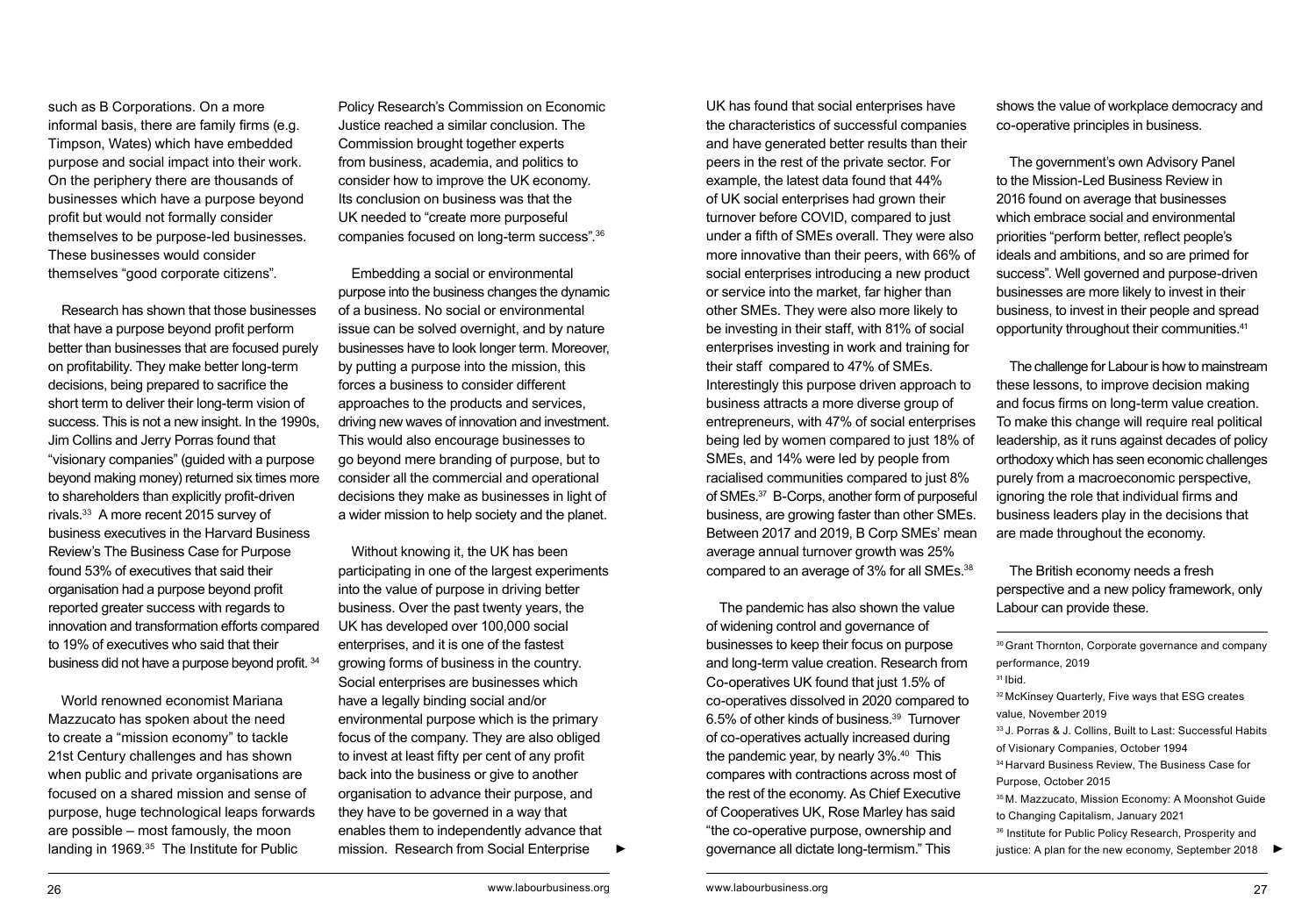such as B Corporations. On a more informal basis, there are family firms (e.g. Timpson, Wates) which have embedded purpose and social impact into their work. On the periphery there are thousands of businesses which have a purpose beyond profit but would not formally consider themselves to be purpose-led businesses. These businesses would consider themselves "good corporate citizens".

Research has shown that those businesses that have a purpose beyond profit perform better than businesses that are focused purely on profitability. They make better long-term decisions, being prepared to sacrifice the short term to deliver their long-term vision of success. This is not a new insight. In the 1990s, Jim Collins and Jerry Porras found that "visionary companies" (guided with a purpose beyond making money) returned six times more to shareholders than explicitly profit-driven rivals.[33] A more recent 2015 survey of business executives in the Harvard Business Review's The Business Case for Purpose found 53% of executives that said their organisation had a purpose beyond profit reported greater success with regards to innovation and transformation efforts compared to 19% of executives who said that their business did not have a purpose beyond profit.[34]

World renowned economist Mariana Mazzucato has spoken about the need to create a "mission economy" to tackle 21st Century challenges and has shown when public and private organisations are focused on a shared mission and sense of purpose, huge technological leaps forwards are possible – most famously, the moon landing in 1969.[35] The Institute for Public Policy Research's Commission on Economic Justice reached a similar conclusion. The Commission brought together experts from business, academia, and politics to consider how to improve the UK economy. Its conclusion on business was that the UK needed to "create more purposeful companies focused on long-term success".[36]

Embedding a social or environmental purpose into the business changes the dynamic of a business. No social or environmental issue can be solved overnight, and by nature businesses have to look longer term. Moreover, by putting a purpose into the mission, this forces a business to consider different approaches to the products and services, driving new waves of innovation and investment. This would also encourage businesses to go beyond mere branding of purpose, but to consider all the commercial and operational decisions they make as businesses in light of a wider mission to help society and the planet.

Without knowing it, the UK has been participating in one of the largest experiments into the value of purpose in driving better business. Over the past twenty years, the UK has developed over 100,000 social enterprises, and it is one of the fastest growing forms of business in the country. Social enterprises are businesses which have a legally binding social and/or environmental purpose which is the primary focus of the company. They are also obliged to invest at least fifty per cent of any profit back into the business or give to another organisation to advance their purpose, and they have to be governed in a way that enables them to independently advance that mission. Research from Social Enterprise UK has found that social enterprises have the characteristics of successful companies and have generated better results than their peers in the rest of the private sector. For example, the latest data found that 44% of UK social enterprises had grown their turnover before COVID, compared to just under a fifth of SMEs overall. They were also more innovative than their peers, with 66% of social enterprises introducing a new product or service into the market, far higher than other SMEs. They were also more likely to be investing in their staff, with 81% of social enterprises investing in work and training for their staff compared to 47% of SMEs. Interestingly this purpose driven approach to business attracts a more diverse group of entrepreneurs, with 47% of social enterprises being led by women compared to just 18% of SMEs, and 14% were led by people from racialised communities compared to just 8% of SMEs.[37] B-Corps, another form of purposeful business, are growing faster than other SMEs. Between 2017 and 2019, B Corp SMEs' mean average annual turnover growth was 25% compared to an average of 3% for all SMEs.[38]

The pandemic has also shown the value of widening control and governance of businesses to keep their focus on purpose and long-term value creation. Research from Co-operatives UK found that just 1.5% of co-operatives dissolved in 2020 compared to 6.5% of other kinds of business.[39] Turnover of co-operatives actually increased during the pandemic year, by nearly 3%.[40] This compares with contractions across most of the rest of the economy. As Chief Executive of Cooperatives UK, Rose Marley has said "the co-operative purpose, ownership and governance all dictate long-termism." This shows the value of workplace democracy and co-operative principles in business.

The government's own Advisory Panel to the Mission-Led Business Review in 2016 found on average that businesses which embrace social and environmental priorities "perform better, reflect people's ideals and ambitions, and so are primed for success". Well governed and purpose-driven businesses are more likely to invest in their business, to invest in their people and spread opportunity throughout their communities.[41]

The challenge for Labour is how to mainstream these lessons, to improve decision making and focus firms on long-term value creation. To make this change will require real political leadership, as it runs against decades of policy orthodoxy which has seen economic challenges purely from a macroeconomic perspective, ignoring the role that individual firms and business leaders play in the decisions that are made throughout the economy.

The British economy needs a fresh perspective and a new policy framework, only Labour can provide these.

---

[30] Grant Thornton, Corporate governance and company performance, 2019

[31] Ibid.

[32] McKinsey Quarterly, Five ways that ESG creates value, November 2019

[33] J. Porras & J. Collins, Built to Last: Successful Habits of Visionary Companies, October 1994

[34] Harvard Business Review, The Business Case for Purpose, October 2015

[35] M. Mazzucato, Mission Economy: A Moonshot Guide to Changing Capitalism, January 2021

[36] Institute for Public Policy Research, Prosperity and justice: A plan for the new economy, September 2018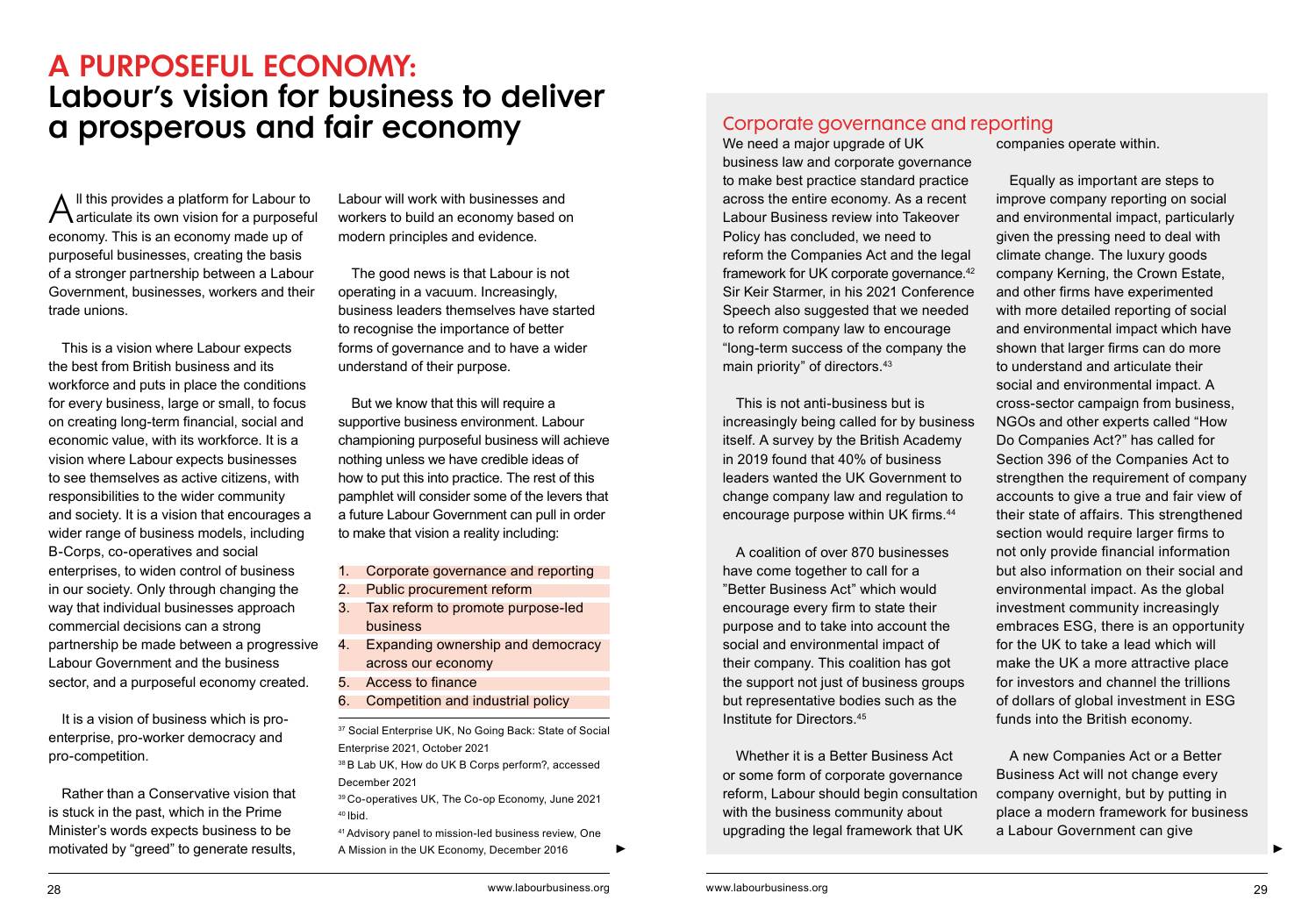# A PURPOSEFUL ECONOMY: Labour's vision for business to deliver a prosperous and fair economy

All this provides a platform for Labour to articulate its own vision for a purposeful economy. This is an economy made up of purposeful businesses, creating the basis of a stronger partnership between a Labour Government, businesses, workers and their trade unions.

This is a vision where Labour expects the best from British business and its workforce and puts in place the conditions for every business, large or small, to focus on creating long-term financial, social and economic value, with its workforce. It is a vision where Labour expects businesses to see themselves as active citizens, with responsibilities to the wider community and society. It is a vision that encourages a wider range of business models, including B-Corps, co-operatives and social enterprises, to widen control of business in our society. Only through changing the way that individual businesses approach commercial decisions can a strong partnership be made between a progressive Labour Government and the business sector, and a purposeful economy created.

It is a vision of business which is pro-enterprise, pro-worker democracy and pro-competition.

Rather than a Conservative vision that is stuck in the past, which in the Prime Minister's words expects business to be motivated by "greed" to generate results, Labour will work with businesses and workers to build an economy based on modern principles and evidence.

The good news is that Labour is not operating in a vacuum. Increasingly, business leaders themselves have started to recognise the importance of better forms of governance and to have a wider understand of their purpose.

But we know that this will require a supportive business environment. Labour championing purposeful business will achieve nothing unless we have credible ideas of how to put this into practice. The rest of this pamphlet will consider some of the levers that a future Labour Government can pull in order to make that vision a reality including:

1. Corporate governance and reporting
2. Public procurement reform
3. Tax reform to promote purpose-led business
4. Expanding ownership and democracy across our economy
5. Access to finance
6. Competition and industrial policy

[37] Social Enterprise UK, No Going Back: State of Social Enterprise 2021, October 2021

[38] B Lab UK, How do UK B Corps perform?, accessed December 2021

[39] Co-operatives UK, The Co-op Economy, June 2021

[40] Ibid.

[41] Advisory panel to mission-led business review, One A Mission in the UK Economy, December 2016

## Corporate governance and reporting

We need a major upgrade of UK business law and corporate governance to make best practice standard practice across the entire economy. As a recent Labour Business review into Takeover Policy has concluded, we need to reform the Companies Act and the legal framework for UK corporate governance.[42] Sir Keir Starmer, in his 2021 Conference Speech also suggested that we needed to reform company law to encourage "long-term success of the company the main priority" of directors.[43]

This is not anti-business but is increasingly being called for by business itself. A survey by the British Academy in 2019 found that 40% of business leaders wanted the UK Government to change company law and regulation to encourage purpose within UK firms.[44]

A coalition of over 870 businesses have come together to call for a "Better Business Act" which would encourage every firm to state their purpose and to take into account the social and environmental impact of their company. This coalition has got the support not just of business groups but representative bodies such as the Institute for Directors.[45]

Whether it is a Better Business Act or some form of corporate governance reform, Labour should begin consultation with the business community about upgrading the legal framework that UK companies operate within.

Equally as important are steps to improve company reporting on social and environmental impact, particularly given the pressing need to deal with climate change. The luxury goods company Kerning, the Crown Estate, and other firms have experimented with more detailed reporting of social and environmental impact which have shown that larger firms can do more to understand and articulate their social and environmental impact. A cross-sector campaign from business, NGOs and other experts called "How Do Companies Act?" has called for Section 396 of the Companies Act to strengthen the requirement of company accounts to give a true and fair view of their state of affairs. This strengthened section would require larger firms to not only provide financial information but also information on their social and environmental impact. As the global investment community increasingly embraces ESG, there is an opportunity for the UK to take a lead which will make the UK a more attractive place for investors and channel the trillions of dollars of global investment in ESG funds into the British economy.

A new Companies Act or a Better Business Act will not change every company overnight, but by putting in place a modern framework for business a Labour Government can give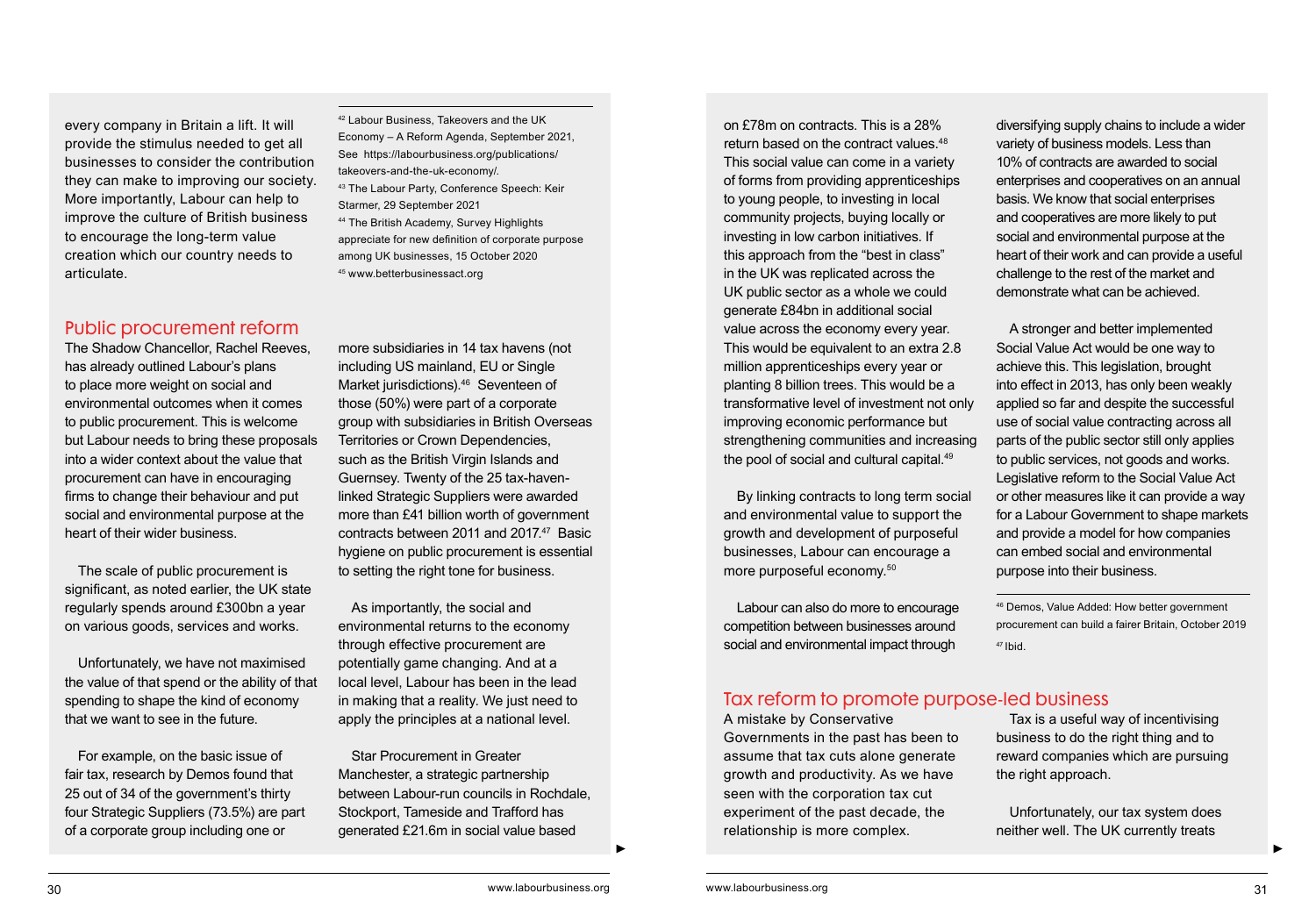every company in Britain a lift. It will provide the stimulus needed to get all businesses to consider the contribution they can make to improving our society. More importantly, Labour can help to improve the culture of British business to encourage the long-term value creation which our country needs to articulate.

## Public procurement reform

The Shadow Chancellor, Rachel Reeves, has already outlined Labour's plans to place more weight on social and environmental outcomes when it comes to public procurement. This is welcome but Labour needs to bring these proposals into a wider context about the value that procurement can have in encouraging firms to change their behaviour and put social and environmental purpose at the heart of their wider business.

The scale of public procurement is significant, as noted earlier, the UK state regularly spends around £300bn a year on various goods, services and works.

Unfortunately, we have not maximised the value of that spend or the ability of that spending to shape the kind of economy that we want to see in the future.

For example, on the basic issue of fair tax, research by Demos found that 25 out of 34 of the government's thirty four Strategic Suppliers (73.5%) are part of a corporate group including one or more subsidiaries in 14 tax havens (not including US mainland, EU or Single Market jurisdictions).[46] Seventeen of those (50%) were part of a corporate group with subsidiaries in British Overseas Territories or Crown Dependencies, such as the British Virgin Islands and Guernsey. Twenty of the 25 tax-haven-linked Strategic Suppliers were awarded more than £41 billion worth of government contracts between 2011 and 2017.[47] Basic hygiene on public procurement is essential to setting the right tone for business.

As importantly, the social and environmental returns to the economy through effective procurement are potentially game changing. And at a local level, Labour has been in the lead in making that a reality. We just need to apply the principles at a national level.

Star Procurement in Greater Manchester, a strategic partnership between Labour-run councils in Rochdale, Stockport, Tameside and Trafford has generated £21.6m in social value based on £78m on contracts. This is a 28% return based on the contract values.[48] This social value can come in a variety of forms from providing apprenticeships to young people, to investing in local community projects, buying locally or investing in low carbon initiatives. If this approach from the "best in class" in the UK was replicated across the UK public sector as a whole we could generate £84bn in additional social value across the economy every year. This would be equivalent to an extra 2.8 million apprenticeships every year or planting 8 billion trees. This would be a transformative level of investment not only improving economic performance but strengthening communities and increasing the pool of social and cultural capital.[49]

By linking contracts to long term social and environmental value to support the growth and development of purposeful businesses, Labour can encourage a more purposeful economy.[50]

Labour can also do more to encourage competition between businesses around social and environmental impact through diversifying supply chains to include a wider variety of business models. Less than 10% of contracts are awarded to social enterprises and cooperatives on an annual basis. We know that social enterprises and cooperatives are more likely to put social and environmental purpose at the heart of their work and can provide a useful challenge to the rest of the market and demonstrate what can be achieved.

A stronger and better implemented Social Value Act would be one way to achieve this. This legislation, brought into effect in 2013, has only been weakly applied so far and despite the successful use of social value contracting across all parts of the public sector still only applies to public services, not goods and works. Legislative reform to the Social Value Act or other measures like it can provide a way for a Labour Government to shape markets and provide a model for how companies can embed social and environmental purpose into their business.

## Tax reform to promote purpose-led business

A mistake by Conservative Governments in the past has been to assume that tax cuts alone generate growth and productivity. As we have seen with the corporation tax cut experiment of the past decade, the relationship is more complex.

Tax is a useful way of incentivising business to do the right thing and to reward companies which are pursuing the right approach.

Unfortunately, our tax system does neither well. The UK currently treats

---

[42] Labour Business, Takeovers and the UK Economy – A Reform Agenda, September 2021, See https://labourbusiness.org/publications/takeovers-and-the-uk-economy/.

[43] The Labour Party, Conference Speech: Keir Starmer, 29 September 2021

[44] The British Academy, Survey Highlights appreciate for new definition of corporate purpose among UK businesses, 15 October 2020

[45] www.betterbusinessact.org

[46] Demos, Value Added: How better government procurement can build a fairer Britain, October 2019

[47] Ibid.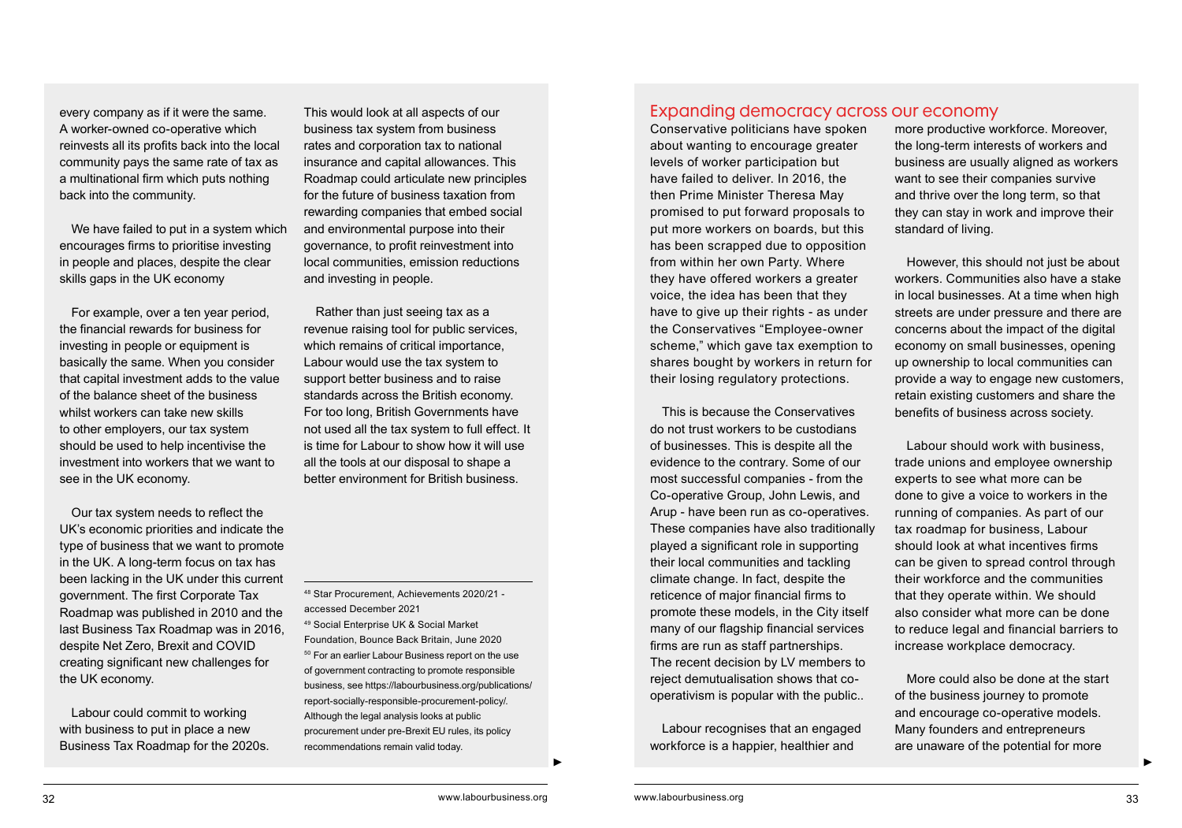every company as if it were the same. A worker-owned co-operative which reinvests all its profits back into the local community pays the same rate of tax as a multinational firm which puts nothing back into the community.

We have failed to put in a system which encourages firms to prioritise investing in people and places, despite the clear skills gaps in the UK economy

For example, over a ten year period, the financial rewards for business for investing in people or equipment is basically the same. When you consider that capital investment adds to the value of the balance sheet of the business whilst workers can take new skills to other employers, our tax system should be used to help incentivise the investment into workers that we want to see in the UK economy.

Our tax system needs to reflect the UK's economic priorities and indicate the type of business that we want to promote in the UK. A long-term focus on tax has been lacking in the UK under this current government. The first Corporate Tax Roadmap was published in 2010 and the last Business Tax Roadmap was in 2016, despite Net Zero, Brexit and COVID creating significant new challenges for the UK economy.

Labour could commit to working with business to put in place a new Business Tax Roadmap for the 2020s. This would look at all aspects of our business tax system from business rates and corporation tax to national insurance and capital allowances. This Roadmap could articulate new principles for the future of business taxation from rewarding companies that embed social and environmental purpose into their governance, to profit reinvestment into local communities, emission reductions and investing in people.

Rather than just seeing tax as a revenue raising tool for public services, which remains of critical importance, Labour would use the tax system to support better business and to raise standards across the British economy. For too long, British Governments have not used all the tax system to full effect. It is time for Labour to show how it will use all the tools at our disposal to shape a better environment for British business.

[48] Star Procurement, Achievements 2020/21 - accessed December 2021

[49] Social Enterprise UK & Social Market Foundation, Bounce Back Britain, June 2020

[50] For an earlier Labour Business report on the use of government contracting to promote responsible business, see https://labourbusiness.org/publications/report-socially-responsible-procurement-policy/. Although the legal analysis looks at public procurement under pre-Brexit EU rules, its policy recommendations remain valid today.

## Expanding democracy across our economy

Conservative politicians have spoken about wanting to encourage greater levels of worker participation but have failed to deliver. In 2016, the then Prime Minister Theresa May promised to put forward proposals to put more workers on boards, but this has been scrapped due to opposition from within her own Party. Where they have offered workers a greater voice, the idea has been that they have to give up their rights - as under the Conservatives "Employee-owner scheme," which gave tax exemption to shares bought by workers in return for their losing regulatory protections.

This is because the Conservatives do not trust workers to be custodians of businesses. This is despite all the evidence to the contrary. Some of our most successful companies - from the Co-operative Group, John Lewis, and Arup - have been run as co-operatives. These companies have also traditionally played a significant role in supporting their local communities and tackling climate change. In fact, despite the reticence of major financial firms to promote these models, in the City itself many of our flagship financial services firms are run as staff partnerships. The recent decision by LV members to reject demutualisation shows that co-operativism is popular with the public..

Labour recognises that an engaged workforce is a happier, healthier and more productive workforce. Moreover, the long-term interests of workers and business are usually aligned as workers want to see their companies survive and thrive over the long term, so that they can stay in work and improve their standard of living.

However, this should not just be about workers. Communities also have a stake in local businesses. At a time when high streets are under pressure and there are concerns about the impact of the digital economy on small businesses, opening up ownership to local communities can provide a way to engage new customers, retain existing customers and share the benefits of business across society.

Labour should work with business, trade unions and employee ownership experts to see what more can be done to give a voice to workers in the running of companies. As part of our tax roadmap for business, Labour should look at what incentives firms can be given to spread control through their workforce and the communities that they operate within. We should also consider what more can be done to reduce legal and financial barriers to increase workplace democracy.

More could also be done at the start of the business journey to promote and encourage co-operative models. Many founders and entrepreneurs are unaware of the potential for more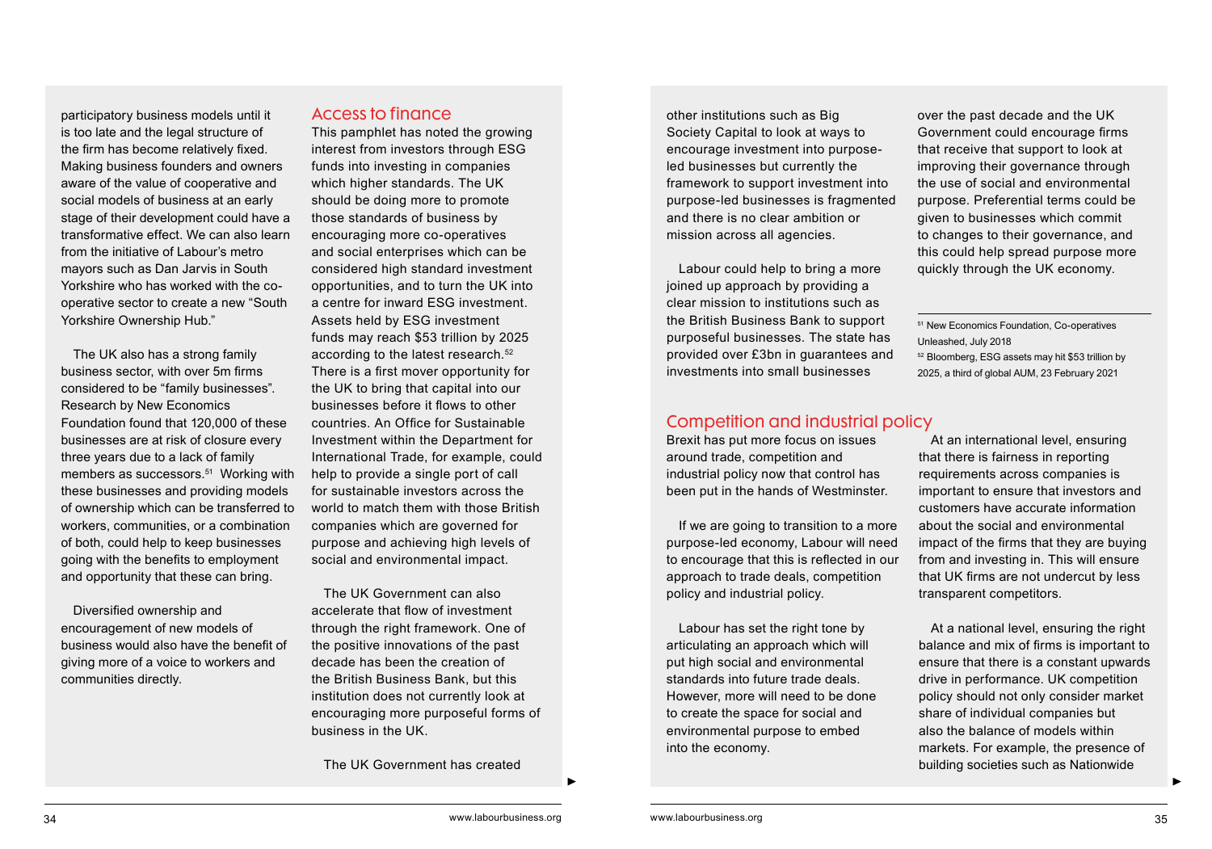participatory business models until it is too late and the legal structure of the firm has become relatively fixed. Making business founders and owners aware of the value of cooperative and social models of business at an early stage of their development could have a transformative effect. We can also learn from the initiative of Labour's metro mayors such as Dan Jarvis in South Yorkshire who has worked with the co-operative sector to create a new "South Yorkshire Ownership Hub."

The UK also has a strong family business sector, with over 5m firms considered to be "family businesses". Research by New Economics Foundation found that 120,000 of these businesses are at risk of closure every three years due to a lack of family members as successors.[51] Working with these businesses and providing models of ownership which can be transferred to workers, communities, or a combination of both, could help to keep businesses going with the benefits to employment and opportunity that these can bring.

Diversified ownership and encouragement of new models of business would also have the benefit of giving more of a voice to workers and communities directly.

## Access to finance

This pamphlet has noted the growing interest from investors through ESG funds into investing in companies which higher standards. The UK should be doing more to promote those standards of business by encouraging more co-operatives and social enterprises which can be considered high standard investment opportunities, and to turn the UK into a centre for inward ESG investment. Assets held by ESG investment funds may reach $53 trillion by 2025 according to the latest research.[52] There is a first mover opportunity for the UK to bring that capital into our businesses before it flows to other countries. An Office for Sustainable Investment within the Department for International Trade, for example, could help to provide a single port of call for sustainable investors across the world to match them with those British companies which are governed for purpose and achieving high levels of social and environmental impact.

The UK Government can also accelerate that flow of investment through the right framework. One of the positive innovations of the past decade has been the creation of the British Business Bank, but this institution does not currently look at encouraging more purposeful forms of business in the UK.

The UK Government has created other institutions such as Big Society Capital to look at ways to encourage investment into purpose-led businesses but currently the framework to support investment into purpose-led businesses is fragmented and there is no clear ambition or mission across all agencies.

Labour could help to bring a more joined up approach by providing a clear mission to institutions such as the British Business Bank to support purposeful businesses. The state has provided over £3bn in guarantees and investments into small businesses over the past decade and the UK Government could encourage firms that receive that support to look at improving their governance through the use of social and environmental purpose. Preferential terms could be given to businesses which commit to changes to their governance, and this could help spread purpose more quickly through the UK economy.

[51] New Economics Foundation, Co-operatives Unleashed, July 2018

[52] Bloomberg, ESG assets may hit $53 trillion by 2025, a third of global AUM, 23 February 2021

## Competition and industrial policy

Brexit has put more focus on issues around trade, competition and industrial policy now that control has been put in the hands of Westminster.

If we are going to transition to a more purpose-led economy, Labour will need to encourage that this is reflected in our approach to trade deals, competition policy and industrial policy.

Labour has set the right tone by articulating an approach which will put high social and environmental standards into future trade deals. However, more will need to be done to create the space for social and environmental purpose to embed into the economy.

At an international level, ensuring that there is fairness in reporting requirements across companies is important to ensure that investors and customers have accurate information about the social and environmental impact of the firms that they are buying from and investing in. This will ensure that UK firms are not undercut by less transparent competitors.

At a national level, ensuring the right balance and mix of firms is important to ensure that there is a constant upwards drive in performance. UK competition policy should not only consider market share of individual companies but also the balance of models within markets. For example, the presence of building societies such as Nationwide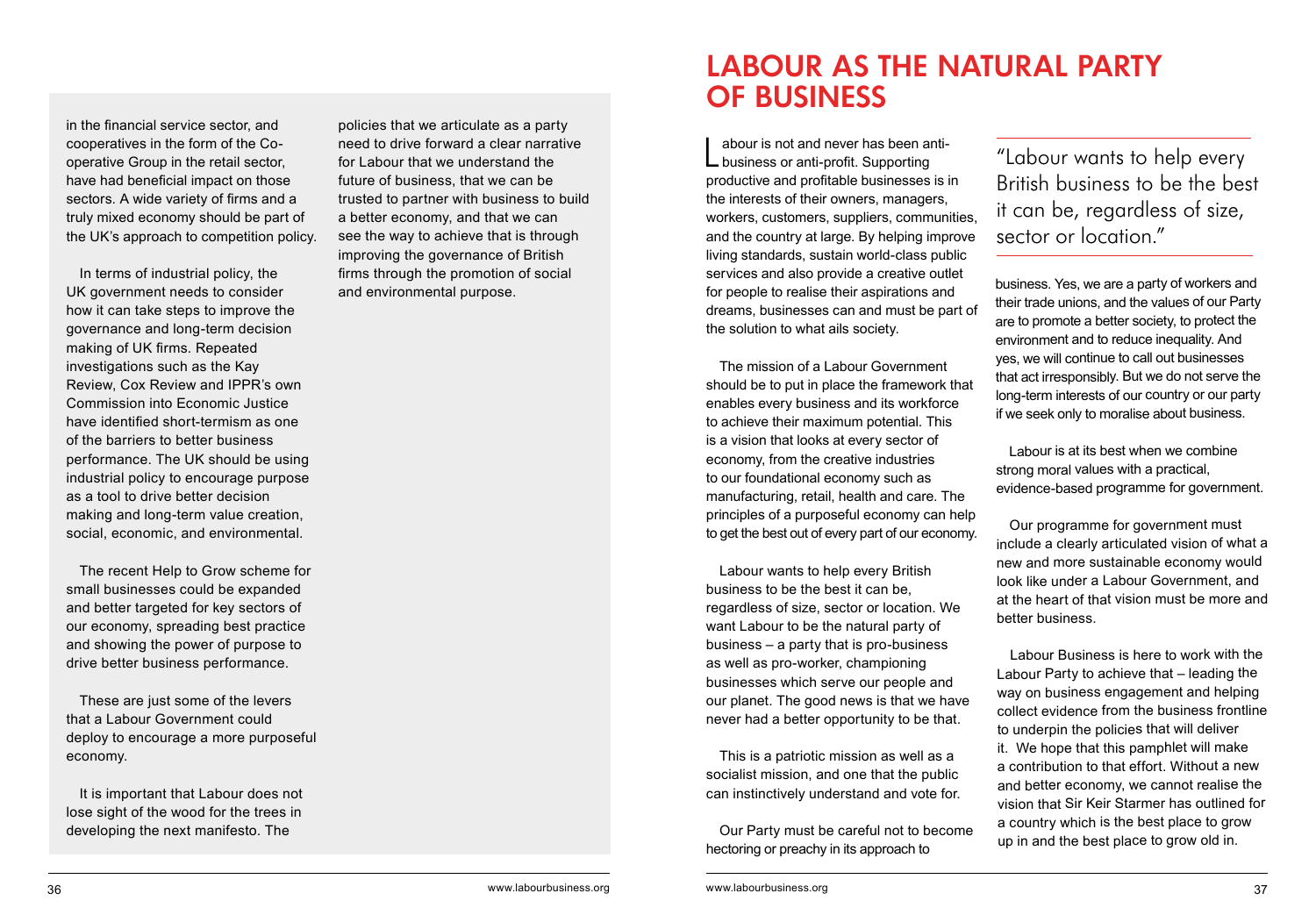in the financial service sector, and cooperatives in the form of the Co-operative Group in the retail sector, have had beneficial impact on those sectors. A wide variety of firms and a truly mixed economy should be part of the UK's approach to competition policy.

In terms of industrial policy, the UK government needs to consider how it can take steps to improve the governance and long-term decision making of UK firms. Repeated investigations such as the Kay Review, Cox Review and IPPR's own Commission into Economic Justice have identified short-termism as one of the barriers to better business performance. The UK should be using industrial policy to encourage purpose as a tool to drive better decision making and long-term value creation, social, economic, and environmental.

The recent Help to Grow scheme for small businesses could be expanded and better targeted for key sectors of our economy, spreading best practice and showing the power of purpose to drive better business performance.

These are just some of the levers that a Labour Government could deploy to encourage a more purposeful economy.

It is important that Labour does not lose sight of the wood for the trees in developing the next manifesto. The policies that we articulate as a party need to drive forward a clear narrative for Labour that we understand the future of business, that we can be trusted to partner with business to build a better economy, and that we can see the way to achieve that is through improving the governance of British firms through the promotion of social and environmental purpose.

# LABOUR AS THE NATURAL PARTY OF BUSINESS

Labour is not and never has been anti-business or anti-profit. Supporting productive and profitable businesses is in the interests of their owners, managers, workers, customers, suppliers, communities, and the country at large. By helping improve living standards, sustain world-class public services and also provide a creative outlet for people to realise their aspirations and dreams, businesses can and must be part of the solution to what ails society.

The mission of a Labour Government should be to put in place the framework that enables every business and its workforce to achieve their maximum potential. This is a vision that looks at every sector of economy, from the creative industries to our foundational economy such as manufacturing, retail, health and care. The principles of a purposeful economy can help to get the best out of every part of our economy.

Labour wants to help every British business to be the best it can be, regardless of size, sector or location. We want Labour to be the natural party of business – a party that is pro-business as well as pro-worker, championing businesses which serve our people and our planet. The good news is that we have never had a better opportunity to be that.

This is a patriotic mission as well as a socialist mission, and one that the public can instinctively understand and vote for.

Our Party must be careful not to become hectoring or preachy in its approach to business. Yes, we are a party of workers and their trade unions, and the values of our Party are to promote a better society, to protect the environment and to reduce inequality. And yes, we will continue to call out businesses that act irresponsibly. But we do not serve the long-term interests of our country or our party if we seek only to moralise about business.

> "Labour wants to help every British business to be the best it can be, regardless of size, sector or location."

Labour is at its best when we combine strong moral values with a practical, evidence-based programme for government.

Our programme for government must include a clearly articulated vision of what a new and more sustainable economy would look like under a Labour Government, and at the heart of that vision must be more and better business.

Labour Business is here to work with the Labour Party to achieve that – leading the way on business engagement and helping collect evidence from the business frontline to underpin the policies that will deliver it. We hope that this pamphlet will make a contribution to that effort. Without a new and better economy, we cannot realise the vision that Sir Keir Starmer has outlined for a country which is the best place to grow up in and the best place to grow old in.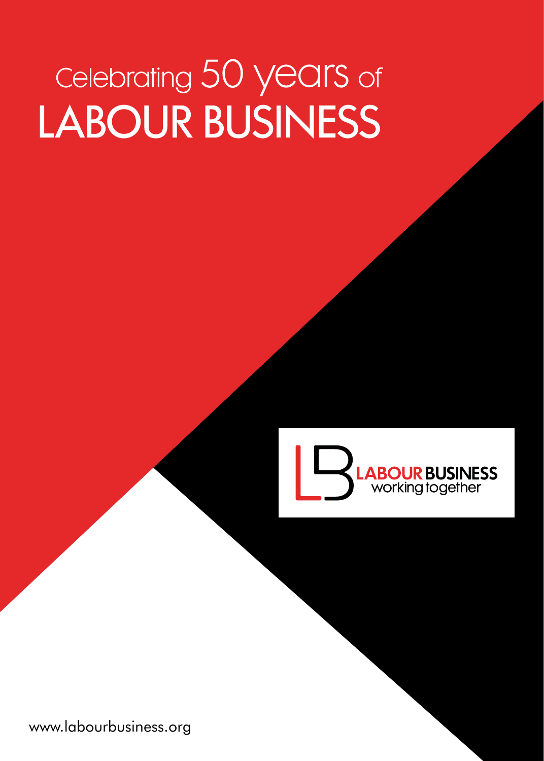# Celebrating 50 years of LABOUR BUSINESS

LABOUR BUSINESS
working together

www.labourbusiness.org